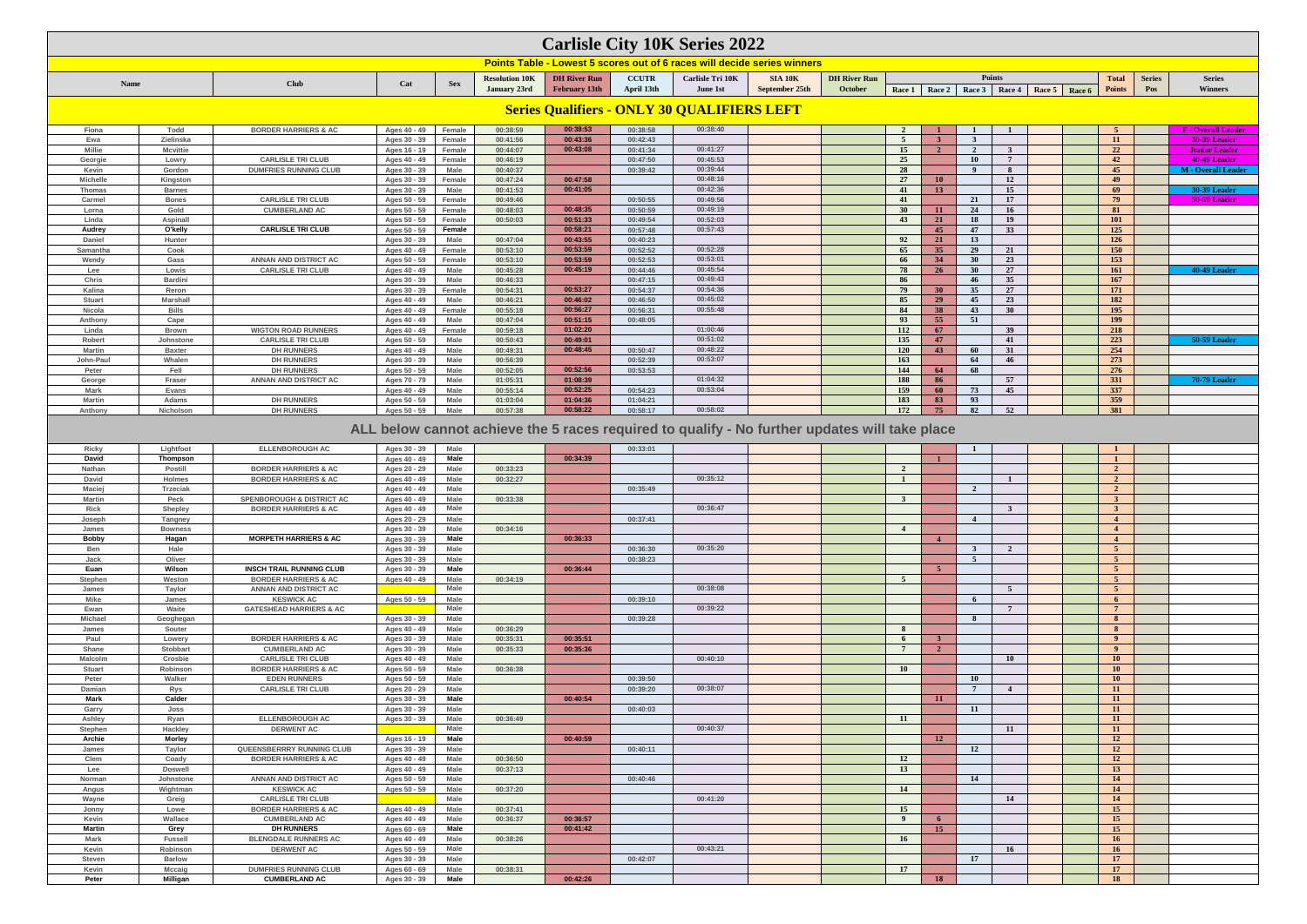# Carlisle City 10K Series 2022

## Points Table - Lowest 5 scores out of 6 races will decide series winners

| Name | | Club | Cat | Sex | Resolution 10K January 23rd | DH River Run February 13th | CCUTR April 13th | Carlisle Tri 10K June 1st | SIA 10K September 25th | DH River Run October | Race 1 | Race 2 | Race 3 | Race 4 | Race 5 | Race 6 | Total Points | Series Pos | Series Winners |
|---|---|---|---|---|---|---|---|---|---|---|---|---|---|---|---|---|---|---|---|
| **Series Qualifiers - ONLY 30 QUALIFIERS LEFT** | | | | | | | | | | | | | | | | | | | |
| Fiona | Todd | BORDER HARRIERS & AC | Ages 40 - 49 | Female | 00:38:59 | 00:38:53 | 00:38:58 | 00:38:40 | | | 2 | 1 | 1 | 1 | | | 5 | | F - Overall Leader |
| Ewa | Zielinska | | Ages 30 - 39 | Female | 00:41:56 | 00:43:36 | 00:42:43 | | | | 5 | 3 | 3 | | | | 11 | | 30-39 Leader |
| Millie | Mcvittie | | Ages 16 - 19 | Female | 00:44:07 | 00:43:08 | 00:41:34 | 00:41:27 | | | 15 | 2 | 2 | 3 | | | 22 | | Junior Leader |
| Georgie | Lowry | CARLISLE TRI CLUB | Ages 40 - 49 | Female | 00:46:19 | | 00:47:50 | 00:45:53 | | | 25 | | 10 | 7 | | | 42 | | 40-49 Leader |
| Kevin | Gordon | DUMFRIES RUNNING CLUB | Ages 30 - 39 | Male | 00:40:37 | | 00:39:42 | 00:39:44 | | | 28 | | 9 | 8 | | | 45 | | M - Overall Leader |
| Michelle | Kingston | | Ages 30 - 39 | Female | 00:47:24 | 00:47:58 | | 00:48:16 | | | 27 | 10 | | 12 | | | 49 | | |
| Thomas | Barnes | | Ages 30 - 39 | Male | 00:41:53 | 00:41:05 | | 00:42:36 | | | 41 | 13 | | 15 | | | 69 | | 30-39 Leader |
| Carmel | Bones | CARLISLE TRI CLUB | Ages 50 - 59 | Female | 00:49:46 | | 00:50:55 | 00:49:56 | | | 41 | | 21 | 17 | | | 79 | | 50-59 Leader |
| Lorna | Gold | CUMBERLAND AC | Ages 50 - 59 | Female | 00:48:03 | 00:48:35 | 00:50:59 | 00:49:19 | | | 30 | 11 | 24 | 16 | | | 81 | | |
| Linda | Aspinall | | Ages 50 - 59 | Female | 00:50:03 | 00:51:33 | 00:49:54 | 00:52:03 | | | 43 | 21 | 18 | 19 | | | 101 | | |
| Audrey | O'kelly | CARLISLE TRI CLUB | Ages 50 - 59 | Female | | 00:58:21 | 00:57:48 | 00:57:43 | | | | 45 | 47 | 33 | | | 125 | | |
| Daniel | Hunter | | Ages 30 - 39 | Male | 00:47:04 | 00:43:55 | 00:40:23 | | | | 92 | 21 | 13 | | | | 126 | | |
| Samantha | Cook | | Ages 40 - 49 | Female | 00:53:10 | 00:53:59 | 00:52:52 | 00:52:28 | | | 65 | 35 | 29 | 21 | | | 150 | | |
| Wendy | Gass | ANNAN AND DISTRICT AC | Ages 50 - 59 | Female | 00:53:10 | 00:53:59 | 00:52:53 | 00:53:01 | | | 66 | 34 | 30 | 23 | | | 153 | | |
| Lee | Lowis | CARLISLE TRI CLUB | Ages 40 - 49 | Male | 00:45:28 | 00:45:19 | 00:44:46 | 00:45:54 | | | 78 | 26 | 30 | 27 | | | 161 | | 40-49 Leader |
| Chris | Bardini | | Ages 30 - 39 | Male | 00:46:33 | | 00:47:15 | 00:49:43 | | | 86 | | 46 | 35 | | | 167 | | |
| Kalina | Reron | | Ages 30 - 39 | Female | 00:54:31 | 00:53:27 | 00:54:37 | 00:54:36 | | | 79 | 30 | 35 | 27 | | | 171 | | |
| Stuart | Marshall | | Ages 40 - 49 | Male | 00:46:21 | 00:46:02 | 00:46:50 | 00:45:02 | | | 85 | 29 | 45 | 23 | | | 182 | | |
| Nicola | Bills | | Ages 40 - 49 | Female | 00:55:18 | 00:56:27 | 00:56:31 | 00:55:48 | | | 84 | 38 | 43 | 30 | | | 195 | | |
| Anthony | Cape | | Ages 40 - 49 | Male | 00:47:04 | 00:51:15 | 00:48:05 | | | | 93 | 55 | 51 | | | | 199 | | |
| Linda | Brown | WIGTON ROAD RUNNERS | Ages 40 - 49 | Female | 00:59:18 | 01:02:20 | | 01:00:46 | | | 112 | 67 | | 39 | | | 218 | | |
| Robert | Johnstone | CARLISLE TRI CLUB | Ages 50 - 59 | Male | 00:50:43 | 00:49:01 | | 00:51:02 | | | 135 | 47 | | 41 | | | 223 | | 50-59 Leader |
| Martin | Baxter | DH RUNNERS | Ages 40 - 49 | Male | 00:49:31 | 00:48:45 | 00:50:47 | 00:48:22 | | | 120 | 43 | 60 | 31 | | | 254 | | |
| John-Paul | Whalen | DH RUNNERS | Ages 30 - 39 | Male | 00:56:39 | | 00:52:39 | 00:53:07 | | | 163 | | 64 | 46 | | | 273 | | |
| Peter | Fell | DH RUNNERS | Ages 50 - 59 | Male | 00:52:05 | 00:52:56 | 00:53:53 | | | | 144 | 64 | 68 | | | | 276 | | |
| George | Fraser | ANNAN AND DISTRICT AC | Ages 70 - 79 | Male | 01:05:31 | 01:08:39 | | 01:04:32 | | | 188 | 86 | | 57 | | | 331 | | 70-79 Leader |
| Mark | Evans | | Ages 40 - 49 | Male | 00:55:14 | 00:52:25 | 00:54:23 | 00:53:04 | | | 159 | 60 | 73 | 45 | | | 337 | | |
| Martin | Adams | DH RUNNERS | Ages 50 - 59 | Male | 01:03:04 | 01:04:36 | 01:04:21 | | | | 183 | 83 | 93 | | | | 359 | | |
| Anthony | Nicholson | DH RUNNERS | Ages 50 - 59 | Male | 00:57:38 | 00:58:22 | 00:58:17 | 00:58:02 | | | 172 | 75 | 82 | 52 | | | 381 | | |
| **ALL below cannot achieve the 5 races required to qualify - No further updates will take place** | | | | | | | | | | | | | | | | | | | |
| Ricky | Lightfoot | ELLENBOROUGH AC | Ages 30 - 39 | Male | | | 00:33:01 | | | | | | 1 | | | | 1 | | |
| **David** | **Thompson** | | Ages 40 - 49 | **Male** | | 00:34:39 | | | | | | 1 | | | | | 1 | | |
| Nathan | Postill | BORDER HARRIERS & AC | Ages 20 - 29 | Male | 00:33:23 | | | | | | 2 | | | | | | 2 | | |
| David | Holmes | BORDER HARRIERS & AC | Ages 40 - 49 | Male | 00:32:27 | | | 00:35:12 | | | 1 | | | 1 | | | 2 | | |
| Maciej | Trzeciak | | Ages 40 - 49 | Male | | | 00:35:49 | | | | | | 2 | | | | 2 | | |
| Martin | Peck | SPENBOROUGH & DISTRICT AC | Ages 40 - 49 | Male | 00:33:38 | | | | | | 3 | | | | | | 3 | | |
| Rick | Shepley | BORDER HARRIERS & AC | Ages 40 - 49 | Male | | | | 00:36:47 | | | | | | 3 | | | 3 | | |
| Joseph | Tangney | | Ages 20 - 29 | Male | | | 00:37:41 | | | | | | 4 | | | | 4 | | |
| James | Bowness | | Ages 30 - 39 | Male | 00:34:16 | | | | | | 4 | | | | | | 4 | | |
| **Bobby** | **Hagan** | **MORPETH HARRIERS & AC** | Ages 30 - 39 | **Male** | | 00:36:33 | | | | | | 4 | | | | | 4 | | |
| Ben | Hale | | Ages 30 - 39 | Male | | | 00:36:30 | 00:35:20 | | | | | 3 | 2 | | | 5 | | |
| Jack | Oliver | | Ages 30 - 39 | Male | | | 00:38:23 | | | | | | 5 | | | | 5 | | |
| **Euan** | **Wilson** | **INSCH TRAIL RUNNING CLUB** | Ages 30 - 39 | **Male** | | 00:36:44 | | | | | | 5 | | | | | 5 | | |
| Stephen | Weston | BORDER HARRIERS & AC | Ages 40 - 49 | Male | 00:34:19 | | | | | | 5 | | | | | | 5 | | |
| James | Taylor | ANNAN AND DISTRICT AC | | Male | | | | 00:38:08 | | | | | | 5 | | | 5 | | |
| Mike | James | KESWICK AC | Ages 50 - 59 | Male | | | 00:39:10 | | | | | | 6 | | | | 6 | | |
| Ewan | Waite | GATESHEAD HARRIERS & AC | | Male | | | | 00:39:22 | | | | | | 7 | | | 7 | | |
| Michael | Geoghegan | | Ages 30 - 39 | Male | | | 00:39:28 | | | | | | 8 | | | | 8 | | |
| James | Souter | | Ages 40 - 49 | Male | 00:36:29 | | | | | | 8 | | | | | | 8 | | |
| Paul | Lowery | BORDER HARRIERS & AC | Ages 30 - 39 | Male | 00:35:31 | 00:35:51 | | | | | 6 | 3 | | | | | 9 | | |
| Shane | Stobbart | CUMBERLAND AC | Ages 30 - 39 | Male | 00:35:33 | 00:35:36 | | | | | 7 | 2 | | | | | 9 | | |
| Malcolm | Crosbie | CARLISLE TRI CLUB | Ages 40 - 49 | Male | | | | 00:40:10 | | | | | | 10 | | | 10 | | |
| Stuart | Robinson | BORDER HARRIERS & AC | Ages 50 - 59 | Male | 00:36:38 | | | | | | 10 | | | | | | 10 | | |
| Peter | Walker | EDEN RUNNERS | Ages 50 - 59 | Male | | | 00:39:50 | | | | | | 10 | | | | 10 | | |
| Damian | Rys | CARLISLE TRI CLUB | Ages 20 - 29 | Male | | | 00:39:20 | 00:38:07 | | | | | 7 | 4 | | | 11 | | |
| **Mark** | **Calder** | | Ages 30 - 39 | **Male** | | 00:40:54 | | | | | | 11 | | | | | 11 | | |
| Garry | Joss | | Ages 30 - 39 | Male | | | 00:40:03 | | | | | | 11 | | | | 11 | | |
| Ashley | Ryan | ELLENBOROUGH AC | Ages 30 - 39 | Male | 00:36:49 | | | | | | 11 | | | | | | 11 | | |
| Stephen | Hackley | DERWENT AC | | Male | | | | 00:40:37 | | | | | | 11 | | | 11 | | |
| **Archie** | **Morley** | | Ages 16 - 19 | **Male** | | 00:40:59 | | | | | | 12 | | | | | 12 | | |
| James | Taylor | QUEENSBERRRY RUNNING CLUB | Ages 30 - 39 | Male | | | 00:40:11 | | | | | | 12 | | | | 12 | | |
| Clem | Coady | BORDER HARRIERS & AC | Ages 40 - 49 | Male | 00:36:50 | | | | | | 12 | | | | | | 12 | | |
| Lee | Doswell | | Ages 40 - 49 | Male | 00:37:13 | | | | | | 13 | | | | | | 13 | | |
| Norman | Johnstone | ANNAN AND DISTRICT AC | Ages 50 - 59 | Male | | | 00:40:46 | | | | | | 14 | | | | 14 | | |
| Angus | Wightman | KESWICK AC | Ages 50 - 59 | Male | 00:37:20 | | | | | | 14 | | | | | | 14 | | |
| Wayne | Greig | CARLISLE TRI CLUB | | Male | | | | 00:41:20 | | | | | | 14 | | | 14 | | |
| Jonny | Lowe | BORDER HARRIERS & AC | Ages 40 - 49 | Male | 00:37:41 | | | | | | 15 | | | | | | 15 | | |
| Kevin | Wallace | CUMBERLAND AC | Ages 40 - 49 | Male | 00:36:37 | 00:36:57 | | | | | 9 | 6 | | | | | 15 | | |
| **Martin** | **Grey** | **DH RUNNERS** | Ages 60 - 69 | **Male** | | 00:41:42 | | | | | | 15 | | | | | 15 | | |
| Mark | Fussell | BLENGDALE RUNNERS AC | Ages 40 - 49 | Male | 00:38:26 | | | | | | 16 | | | | | | 16 | | |
| Kevin | Robinson | DERWENT AC | Ages 50 - 59 | Male | | | | 00:43:21 | | | | | | 16 | | | 16 | | |
| Steven | Barlow | | Ages 30 - 39 | Male | | | 00:42:07 | | | | | | 17 | | | | 17 | | |
| Kevin | Mccaig | DUMFRIES RUNNING CLUB | Ages 60 - 69 | Male | 00:38:31 | | | | | | 17 | | | | | | 17 | | |
| **Peter** | **Milligan** | **CUMBERLAND AC** | Ages 30 - 39 | **Male** | | 00:42:26 | | | | | | 18 | | | | | 18 | | |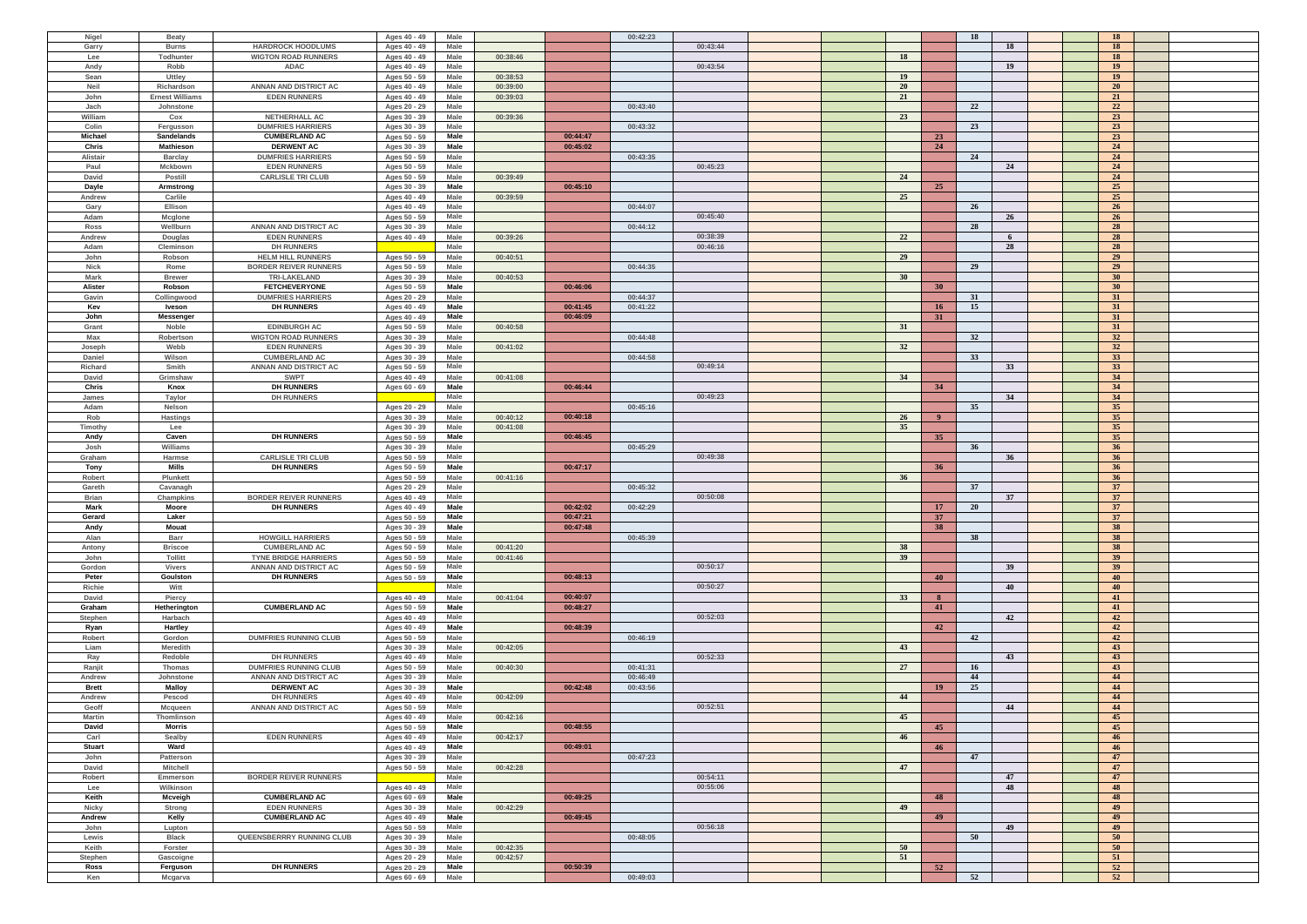| | | | | | | | | | | | | | | | | | |
|---|---|---|---|---|---|---|---|---|---|---|---|---|---|---|---|---|---|
| Nigel | Beaty | | Ages 40 - 49 | Male | | | 00:42:23 | | | | | | 18 | | | | 18 |
| Garry | Burns | HARDROCK HOODLUMS | Ages 40 - 49 | Male | | | | 00:43:44 | | | | | | 18 | | | 18 |
| Lee | Todhunter | WIGTON ROAD RUNNERS | Ages 40 - 49 | Male | 00:38:46 | | | | | | 18 | | | | | | 18 |
| Andy | Robb | ADAC | Ages 40 - 49 | Male | | | | 00:43:54 | | | | | | 19 | | | 19 |
| Sean | Uttley | | Ages 50 - 59 | Male | 00:38:53 | | | | | | 19 | | | | | | 19 |
| Neil | Richardson | ANNAN AND DISTRICT AC | Ages 40 - 49 | Male | 00:39:00 | | | | | | 20 | | | | | | 20 |
| John | Ernest Williams | EDEN RUNNERS | Ages 40 - 49 | Male | 00:39:03 | | | | | | 21 | | | | | | 21 |
| Jach | Johnstone | | Ages 20 - 29 | Male | | | 00:43:40 | | | | | | 22 | | | | 22 |
| William | Cox | NETHERHALL AC | Ages 30 - 39 | Male | 00:39:36 | | | | | | 23 | | | | | | 23 |
| Colin | Fergusson | DUMFRIES HARRIERS | Ages 30 - 39 | Male | | | 00:43:32 | | | | | | 23 | | | | 23 |
| **Michael** | **Sandelands** | **CUMBERLAND AC** | Ages 50 - 59 | **Male** | | 00:44:47 | | | | | | 23 | | | | | 23 |
| **Chris** | **Mathieson** | **DERWENT AC** | Ages 30 - 39 | **Male** | | 00:45:02 | | | | | | 24 | | | | | 24 |
| Alistair | Barclay | DUMFRIES HARRIERS | Ages 50 - 59 | Male | | | 00:43:35 | | | | | | 24 | | | | 24 |
| Paul | Mckbown | EDEN RUNNERS | Ages 50 - 59 | Male | | | | 00:45:23 | | | | | | 24 | | | 24 |
| David | Postill | CARLISLE TRI CLUB | Ages 50 - 59 | Male | 00:39:49 | | | | | | 24 | | | | | | 24 |
| **Dayle** | **Armstrong** | | Ages 30 - 39 | **Male** | | 00:45:10 | | | | | | 25 | | | | | 25 |
| Andrew | Carlile | | Ages 40 - 49 | Male | 00:39:59 | | | | | | 25 | | | | | | 25 |
| Gary | Ellison | | Ages 40 - 49 | Male | | | 00:44:07 | | | | | | 26 | | | | 26 |
| Adam | Mcglone | | Ages 50 - 59 | Male | | | | 00:45:40 | | | | | | 26 | | | 26 |
| Ross | Wellburn | ANNAN AND DISTRICT AC | Ages 30 - 39 | Male | | | 00:44:12 | | | | | | 28 | | | | 28 |
| Andrew | Douglas | EDEN RUNNERS | Ages 40 - 49 | Male | 00:39:26 | | | 00:38:39 | | | 22 | | | 6 | | | 28 |
| Adam | Cleminson | DH RUNNERS | | Male | | | | 00:46:16 | | | | | | 28 | | | 28 |
| John | Robson | HELM HILL RUNNERS | Ages 50 - 59 | Male | 00:40:51 | | | | | | 29 | | | | | | 29 |
| Nick | Rome | BORDER REIVER RUNNERS | Ages 50 - 59 | Male | | | 00:44:35 | | | | | | 29 | | | | 29 |
| Mark | Brewer | TRI-LAKELAND | Ages 30 - 39 | Male | 00:40:53 | | | | | | 30 | | | | | | 30 |
| **Alister** | **Robson** | **FETCHEVERYONE** | Ages 50 - 59 | **Male** | | 00:46:06 | | | | | | 30 | | | | | 30 |
| Gavin | Collingwood | DUMFRIES HARRIERS | Ages 20 - 29 | Male | | | 00:44:37 | | | | | | 31 | | | | 31 |
| **Kev** | **Iveson** | **DH RUNNERS** | Ages 40 - 49 | **Male** | | 00:41:45 | 00:41:22 | | | | | 16 | 15 | | | | 31 |
| **John** | **Messenger** | | Ages 40 - 49 | **Male** | | 00:46:09 | | | | | | 31 | | | | | 31 |
| Grant | Noble | EDINBURGH AC | Ages 50 - 59 | Male | 00:40:58 | | | | | | 31 | | | | | | 31 |
| Max | Robertson | WIGTON ROAD RUNNERS | Ages 30 - 39 | Male | | | 00:44:48 | | | | | | 32 | | | | 32 |
| Joseph | Webb | EDEN RUNNERS | Ages 30 - 39 | Male | 00:41:02 | | | | | | 32 | | | | | | 32 |
| Daniel | Wilson | CUMBERLAND AC | Ages 30 - 39 | Male | | | 00:44:58 | | | | | | 33 | | | | 33 |
| Richard | Smith | ANNAN AND DISTRICT AC | Ages 50 - 59 | Male | | | | 00:49:14 | | | | | | 33 | | | 33 |
| David | Grimshaw | SWPT | Ages 40 - 49 | Male | 00:41:08 | | | | | | 34 | | | | | | 34 |
| **Chris** | **Knox** | **DH RUNNERS** | Ages 60 - 69 | **Male** | | 00:46:44 | | | | | | 34 | | | | | 34 |
| James | Taylor | DH RUNNERS | | Male | | | | 00:49:23 | | | | | | 34 | | | 34 |
| Adam | Nelson | | Ages 20 - 29 | Male | | | 00:45:16 | | | | | | 35 | | | | 35 |
| Rob | Hastings | | Ages 30 - 39 | Male | 00:40:12 | 00:40:18 | | | | | 26 | 9 | | | | | 35 |
| Timothy | Lee | | Ages 30 - 39 | Male | 00:41:08 | | | | | | 35 | | | | | | 35 |
| **Andy** | **Caven** | **DH RUNNERS** | Ages 50 - 59 | **Male** | | 00:46:45 | | | | | | 35 | | | | | 35 |
| Josh | Williams | | Ages 30 - 39 | Male | | | 00:45:29 | | | | | | 36 | | | | 36 |
| Graham | Harmse | CARLISLE TRI CLUB | Ages 50 - 59 | Male | | | | 00:49:38 | | | | | | 36 | | | 36 |
| **Tony** | **Mills** | **DH RUNNERS** | Ages 50 - 59 | **Male** | | 00:47:17 | | | | | | 36 | | | | | 36 |
| Robert | Plunkett | | Ages 50 - 59 | Male | 00:41:16 | | | | | | 36 | | | | | | 36 |
| Gareth | Cavanagh | | Ages 20 - 29 | Male | | | 00:45:32 | | | | | | 37 | | | | 37 |
| Brian | Champkins | BORDER REIVER RUNNERS | Ages 40 - 49 | Male | | | | 00:50:08 | | | | | | 37 | | | 37 |
| **Mark** | **Moore** | **DH RUNNERS** | Ages 40 - 49 | **Male** | | 00:42:02 | 00:42:29 | | | | | 17 | 20 | | | | 37 |
| **Gerard** | **Laker** | | Ages 50 - 59 | **Male** | | 00:47:21 | | | | | | 37 | | | | | 37 |
| **Andy** | **Mouat** | | Ages 30 - 39 | **Male** | | 00:47:48 | | | | | | 38 | | | | | 38 |
| Alan | Barr | HOWGILL HARRIERS | Ages 50 - 59 | Male | | | 00:45:39 | | | | | | 38 | | | | 38 |
| Antony | Briscoe | CUMBERLAND AC | Ages 50 - 59 | Male | 00:41:20 | | | | | | 38 | | | | | | 38 |
| John | Tollitt | TYNE BRIDGE HARRIERS | Ages 50 - 59 | Male | 00:41:46 | | | | | | 39 | | | | | | 39 |
| Gordon | Vivers | ANNAN AND DISTRICT AC | Ages 50 - 59 | Male | | | | 00:50:17 | | | | | | 39 | | | 39 |
| **Peter** | **Goulston** | **DH RUNNERS** | Ages 50 - 59 | **Male** | | 00:48:13 | | | | | | 40 | | | | | 40 |
| Richie | Witt | | | Male | | | | 00:50:27 | | | | | | 40 | | | 40 |
| David | Piercy | | Ages 40 - 49 | Male | 00:41:04 | 00:40:07 | | | | | 33 | 8 | | | | | 41 |
| **Graham** | **Hetherington** | **CUMBERLAND AC** | Ages 50 - 59 | **Male** | | 00:48:27 | | | | | | 41 | | | | | 41 |
| Stephen | Harbach | | Ages 40 - 49 | Male | | | | 00:52:03 | | | | | | 42 | | | 42 |
| **Ryan** | **Hartley** | | Ages 40 - 49 | **Male** | | 00:48:39 | | | | | | 42 | | | | | 42 |
| Robert | Gordon | DUMFRIES RUNNING CLUB | Ages 50 - 59 | Male | | | 00:46:19 | | | | | | 42 | | | | 42 |
| Liam | Meredith | | Ages 30 - 39 | Male | 00:42:05 | | | | | | 43 | | | | | | 43 |
| Ray | Redoble | DH RUNNERS | Ages 40 - 49 | Male | | | | 00:52:33 | | | | | | 43 | | | 43 |
| Ranjit | Thomas | DUMFRIES RUNNING CLUB | Ages 50 - 59 | Male | 00:40:30 | | 00:41:31 | | | | 27 | | 16 | | | | 43 |
| Andrew | Johnstone | ANNAN AND DISTRICT AC | Ages 30 - 39 | Male | | | 00:46:49 | | | | | | 44 | | | | 44 |
| **Brett** | **Malloy** | **DERWENT AC** | Ages 30 - 39 | **Male** | | 00:42:48 | 00:43:56 | | | | | 19 | 25 | | | | 44 |
| Andrew | Pescod | DH RUNNERS | Ages 40 - 49 | Male | 00:42:09 | | | | | | 44 | | | | | | 44 |
| Geoff | Mcqueen | ANNAN AND DISTRICT AC | Ages 50 - 59 | Male | | | | 00:52:51 | | | | | | 44 | | | 44 |
| Martin | Thomlinson | | Ages 40 - 49 | Male | 00:42:16 | | | | | | 45 | | | | | | 45 |
| **David** | **Morris** | | Ages 50 - 59 | **Male** | | 00:48:55 | | | | | | 45 | | | | | 45 |
| Carl | Sealby | EDEN RUNNERS | Ages 40 - 49 | Male | 00:42:17 | | | | | | 46 | | | | | | 46 |
| **Stuart** | **Ward** | | Ages 40 - 49 | **Male** | | 00:49:01 | | | | | | 46 | | | | | 46 |
| John | Patterson | | Ages 30 - 39 | Male | | | 00:47:23 | | | | | | 47 | | | | 47 |
| David | Mitchell | | Ages 50 - 59 | Male | 00:42:28 | | | | | | 47 | | | | | | 47 |
| Robert | Emmerson | BORDER REIVER RUNNERS | | Male | | | | 00:54:11 | | | | | | 47 | | | 47 |
| Lee | Wilkinson | | Ages 40 - 49 | Male | | | | 00:55:06 | | | | | | 48 | | | 48 |
| **Keith** | **Mcveigh** | **CUMBERLAND AC** | Ages 60 - 69 | **Male** | | 00:49:25 | | | | | | 48 | | | | | 48 |
| Nicky | Strong | EDEN RUNNERS | Ages 30 - 39 | Male | 00:42:29 | | | | | | 49 | | | | | | 49 |
| **Andrew** | **Kelly** | **CUMBERLAND AC** | Ages 40 - 49 | **Male** | | 00:49:45 | | | | | | 49 | | | | | 49 |
| John | Lupton | | Ages 50 - 59 | Male | | | | 00:56:18 | | | | | | 49 | | | 49 |
| Lewis | Black | QUEENSBERRRY RUNNING CLUB | Ages 30 - 39 | Male | | | 00:48:05 | | | | | | 50 | | | | 50 |
| Keith | Forster | | Ages 30 - 39 | Male | 00:42:35 | | | | | | 50 | | | | | | 50 |
| Stephen | Gascoigne | | Ages 20 - 29 | Male | 00:42:57 | | | | | | 51 | | | | | | 51 |
| **Ross** | **Ferguson** | **DH RUNNERS** | Ages 20 - 29 | **Male** | | 00:50:39 | | | | | | 52 | | | | | 52 |
| Ken | Mcgarva | | Ages 60 - 69 | Male | | | 00:49:03 | | | | | | 52 | | | | 52 |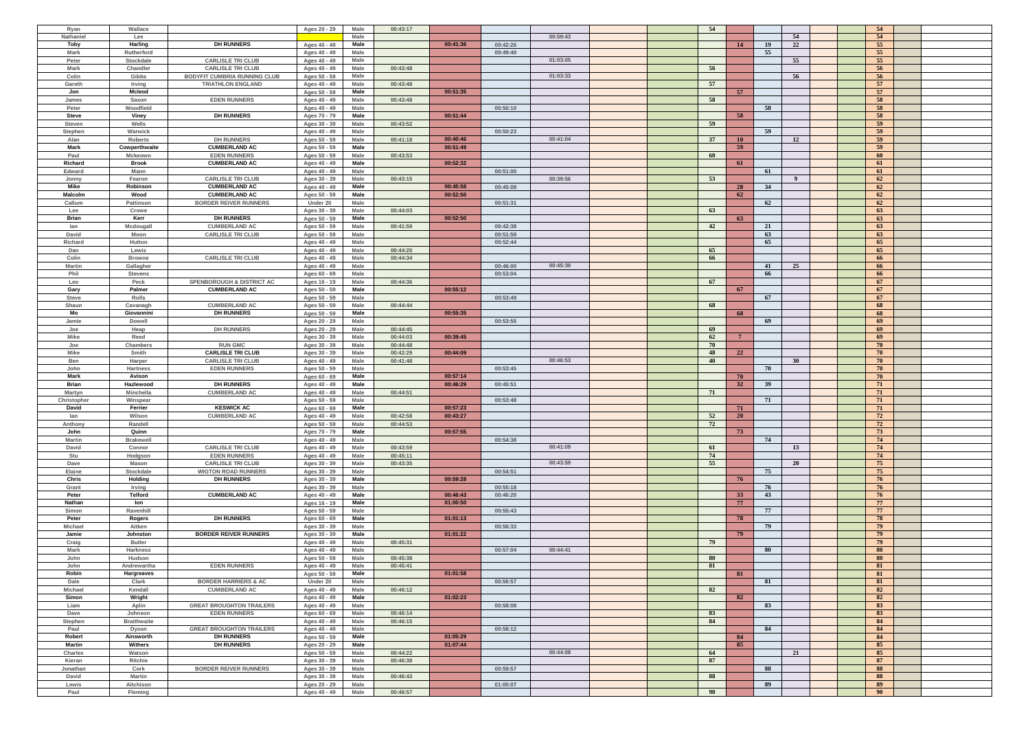| | | | | | | | | | | | | | | | | | |
|---|---|---|---|---|---|---|---|---|---|---|---|---|---|---|---|---|---|
| Ryan | Wallace | | Ages 20 - 29 | Male | 00:43:17 | | | | | | 54 | | | | | | 54 |
| Nathaniel | Lee | | | Male | | | | 00:59:43 | | | | | | 54 | | | 54 |
| Toby | Harling | DH RUNNERS | Ages 40 - 49 | Male | | 00:41:36 | 00:42:26 | | | | | 14 | 19 | 22 | | | 55 |
| Mark | Rutherford | | Ages 40 - 49 | Male | | | 00:49:40 | | | | | | 55 | | | | 55 |
| Peter | Stockdale | CARLISLE TRI CLUB | Ages 40 - 49 | Male | | | | 01:03:05 | | | | | | 55 | | | 55 |
| Mark | Chandler | CARLISLE TRI CLUB | Ages 40 - 49 | Male | 00:43:48 | | | | | | 56 | | | | | | 56 |
| Colin | Gibbs | BODYFIT CUMBRIA RUNNING CLUB | Ages 50 - 59 | Male | | | | 01:03:33 | | | | | | 56 | | | 56 |
| Gareth | Irving | TRIATHLON ENGLAND | Ages 40 - 49 | Male | 00:43:48 | | | | | | 57 | | | | | | 57 |
| Jon | Mcleod | | Ages 50 - 59 | Male | | 00:51:35 | | | | | | 57 | | | | | 57 |
| James | Saxon | EDEN RUNNERS | Ages 40 - 49 | Male | 00:43:48 | | | | | | 58 | | | | | | 58 |
| Peter | Woodfield | | Ages 40 - 49 | Male | | | 00:50:10 | | | | | | 58 | | | | 58 |
| Steve | Viney | DH RUNNERS | Ages 70 - 79 | Male | | 00:51:44 | | | | | | 58 | | | | | 58 |
| Steven | Wells | | Ages 30 - 39 | Male | 00:43:52 | | | | | | 59 | | | | | | 59 |
| Stephen | Warwick | | Ages 40 - 49 | Male | | | 00:50:23 | | | | | | 59 | | | | 59 |
| Alan | Roberts | DH RUNNERS | Ages 50 - 59 | Male | 00:41:18 | 00:40:46 | | 00:41:04 | | | 37 | 10 | | 12 | | | 59 |
| Mark | Cowperthwaite | CUMBERLAND AC | Ages 50 - 59 | Male | | 00:51:49 | | | | | | 59 | | | | | 59 |
| Paul | Mckeown | EDEN RUNNERS | Ages 50 - 59 | Male | 00:43:53 | | | | | | 60 | | | | | | 60 |
| Richard | Brook | CUMBERLAND AC | Ages 40 - 49 | Male | | 00:52:32 | | | | | | 61 | | | | | 61 |
| Edward | Mann | | Ages 40 - 49 | Male | | | 00:51:00 | | | | | | 61 | | | | 61 |
| Jonny | Fearon | CARLISLE TRI CLUB | Ages 30 - 39 | Male | 00:43:15 | | | 00:39:56 | | | 53 | | | 9 | | | 62 |
| Mike | Robinson | CUMBERLAND AC | Ages 40 - 49 | Male | | 00:45:58 | 00:45:08 | | | | | 28 | 34 | | | | 62 |
| Malcolm | Wood | CUMBERLAND AC | Ages 50 - 59 | Male | | 00:52:50 | | | | | | 62 | | | | | 62 |
| Callum | Pattinson | BORDER REIVER RUNNERS | Under 20 | Male | | | 00:51:31 | | | | | | 62 | | | | 62 |
| Lee | Crowe | | Ages 30 - 39 | Male | 00:44:03 | | | | | | 63 | | | | | | 63 |
| Brian | Kerr | DH RUNNERS | Ages 50 - 59 | Male | | 00:52:50 | | | | | | 63 | | | | | 63 |
| Ian | Mcdougall | CUMBERLAND AC | Ages 50 - 59 | Male | 00:41:59 | | 00:42:38 | | | | 42 | | 21 | | | | 63 |
| David | Moon | CARLISLE TRI CLUB | Ages 50 - 59 | Male | | | 00:51:59 | | | | | | 63 | | | | 63 |
| Richard | Hutton | | Ages 40 - 49 | Male | | | 00:52:44 | | | | | | 65 | | | | 65 |
| Dan | Lewis | | Ages 40 - 49 | Male | 00:44:25 | | | | | | 65 | | | | | | 65 |
| Colin | Browne | CARLISLE TRI CLUB | Ages 40 - 49 | Male | 00:44:34 | | | | | | 66 | | | | | | 66 |
| Martin | Gallagher | | Ages 40 - 49 | Male | | | 00:46:00 | 00:45:30 | | | | | 41 | 25 | | | 66 |
| Phil | Stevens | | Ages 60 - 69 | Male | | | 00:53:04 | | | | | | 66 | | | | 66 |
| Leo | Peck | SPENBOROUGH & DISTRICT AC | Ages 16 - 19 | Male | 00:44:36 | | | | | | 67 | | | | | | 67 |
| Gary | Palmer | CUMBERLAND AC | Ages 50 - 59 | Male | | 00:55:12 | | | | | | 67 | | | | | 67 |
| Steve | Rolls | | Ages 50 - 59 | Male | | | 00:53:49 | | | | | | 67 | | | | 67 |
| Shaun | Cavanagh | CUMBERLAND AC | Ages 50 - 59 | Male | 00:44:44 | | | | | | 68 | | | | | | 68 |
| Mo | Giovannini | DH RUNNERS | Ages 50 - 59 | Male | | 00:55:35 | | | | | | 68 | | | | | 68 |
| Jamie | Dowell | | Ages 20 - 29 | Male | | | 00:53:55 | | | | | | 69 | | | | 69 |
| Joe | Heap | DH RUNNERS | Ages 20 - 29 | Male | 00:44:45 | | | | | | 69 | | | | | | 69 |
| Mike | Reed | | Ages 30 - 39 | Male | 00:44:03 | 00:39:45 | | | | | 62 | 7 | | | | | 69 |
| Joe | Chambers | RUN GMC | Ages 30 - 39 | Male | 00:44:48 | | | | | | 70 | | | | | | 70 |
| Mike | Smith | CARLISLE TRI CLUB | Ages 30 - 39 | Male | 00:42:29 | 00:44:09 | | | | | 48 | 22 | | | | | 70 |
| Ben | Harper | CARLISLE TRI CLUB | Ages 40 - 49 | Male | 00:41:48 | | | 00:46:53 | | | 40 | | | 30 | | | 70 |
| John | Hartness | EDEN RUNNERS | Ages 50 - 59 | Male | | | 00:53:45 | | | | | | 70 | | | | 70 |
| Mark | Avison | | Ages 60 - 69 | Male | | 00:57:14 | | | | | | 70 | | | | | 70 |
| Brian | Hazlewood | DH RUNNERS | Ages 40 - 49 | Male | | 00:46:29 | 00:45:51 | | | | | 32 | 39 | | | | 71 |
| Martyn | Minchella | CUMBERLAND AC | Ages 40 - 49 | Male | 00:44:51 | | | | | | 71 | | | | | | 71 |
| Christopher | Winspear | | Ages 50 - 59 | Male | | | 00:53:48 | | | | | | 71 | | | | 71 |
| David | Ferrier | KESWICK AC | Ages 60 - 69 | Male | | 00:57:23 | | | | | | 71 | | | | | 71 |
| Ian | Wilson | CUMBERLAND AC | Ages 40 - 49 | Male | 00:42:58 | 00:43:27 | | | | | 52 | 20 | | | | | 72 |
| Anthony | Randell | | Ages 50 - 59 | Male | 00:44:53 | | | | | | 72 | | | | | | 72 |
| John | Quinn | | Ages 70 - 79 | Male | | 00:57:55 | | | | | | 73 | | | | | 73 |
| Martin | Brakewell | | Ages 40 - 49 | Male | | | 00:54:38 | | | | | | 74 | | | | 74 |
| David | Connor | CARLISLE TRI CLUB | Ages 40 - 49 | Male | 00:43:59 | | | 00:41:09 | | | 61 | | | 13 | | | 74 |
| Stu | Hodgson | EDEN RUNNERS | Ages 40 - 49 | Male | 00:45:11 | | | | | | 74 | | | | | | 74 |
| Dave | Mason | CARLISLE TRI CLUB | Ages 30 - 39 | Male | 00:43:35 | | | 00:43:59 | | | 55 | | | 20 | | | 75 |
| Elaine | Stockdale | WIGTON ROAD RUNNERS | Ages 30 - 39 | Male | | | 00:54:51 | | | | | | 75 | | | | 75 |
| Chris | Holding | DH RUNNERS | Ages 30 - 39 | Male | | 00:59:28 | | | | | | 76 | | | | | 76 |
| Grant | Irving | | Ages 30 - 39 | Male | | | 00:55:18 | | | | | | 76 | | | | 76 |
| Peter | Telford | CUMBERLAND AC | Ages 40 - 49 | Male | | 00:46:43 | 00:46:20 | | | | | 33 | 43 | | | | 76 |
| Nathan | Ion | | Ages 16 - 19 | Male | | 01:00:50 | | | | | | 77 | | | | | 77 |
| Simon | Ravenhill | | Ages 50 - 59 | Male | | | 00:55:43 | | | | | | 77 | | | | 77 |
| Peter | Rogers | DH RUNNERS | Ages 60 - 69 | Male | | 01:01:13 | | | | | | 78 | | | | | 78 |
| Michael | Aitken | | Ages 30 - 39 | Male | | | 00:56:33 | | | | | | 79 | | | | 79 |
| Jamie | Johnston | BORDER REIVER RUNNERS | Ages 30 - 39 | Male | | 01:01:22 | | | | | | 79 | | | | | 79 |
| Craig | Butler | | Ages 40 - 49 | Male | 00:45:31 | | | | | | 79 | | | | | | 79 |
| Mark | Harkness | | Ages 40 - 49 | Male | | | 00:57:04 | 00:44:41 | | | | | 80 | | | | 80 |
| John | Hudson | | Ages 50 - 59 | Male | 00:45:38 | | | | | | 80 | | | | | | 80 |
| John | Andrewartha | EDEN RUNNERS | Ages 40 - 49 | Male | 00:45:41 | | | | | | 81 | | | | | | 81 |
| Robin | Hargreaves | | Ages 50 - 59 | Male | | 01:01:58 | | | | | | 81 | | | | | 81 |
| Dale | Clark | BORDER HARRIERS & AC | Under 20 | Male | | | 00:56:57 | | | | | | 81 | | | | 81 |
| Michael | Kendall | CUMBERLAND AC | Ages 40 - 49 | Male | 00:46:12 | | | | | | 82 | | | | | | 82 |
| Simon | Wright | | Ages 40 - 49 | Male | | 01:02:23 | | | | | | 82 | | | | | 82 |
| Liam | Aplin | GREAT BROUGHTON TRAILERS | Ages 40 - 49 | Male | | | 00:58:08 | | | | | | 83 | | | | 83 |
| Dave | Johnson | EDEN RUNNERS | Ages 60 - 69 | Male | 00:46:14 | | | | | | 83 | | | | | | 83 |
| Stephen | Braithwaite | | Ages 40 - 49 | Male | 00:46:15 | | | | | | 84 | | | | | | 84 |
| Paul | Dyson | GREAT BROUGHTON TRAILERS | Ages 40 - 49 | Male | | | 00:58:12 | | | | | | 84 | | | | 84 |
| Robert | Ainsworth | DH RUNNERS | Ages 50 - 59 | Male | | 01:05:29 | | | | | | 84 | | | | | 84 |
| Martin | Withers | DH RUNNERS | Ages 20 - 29 | Male | | 01:07:44 | | | | | | 85 | | | | | 85 |
| Charles | Watson | | Ages 50 - 59 | Male | 00:44:22 | | | 00:44:08 | | | 64 | | | 21 | | | 85 |
| Kieran | Ritchie | | Ages 30 - 39 | Male | 00:46:38 | | | | | | 87 | | | | | | 87 |
| Jonathan | Cork | BORDER REIVER RUNNERS | Ages 30 - 39 | Male | | | 00:59:57 | | | | | | 88 | | | | 88 |
| David | Martin | | Ages 30 - 39 | Male | 00:46:43 | | | | | | 88 | | | | | | 88 |
| Lewis | Aitchison | | Ages 20 - 29 | Male | | | 01:00:07 | | | | | | 89 | | | | 89 |
| Paul | Fleming | | Ages 40 - 49 | Male | 00:46:57 | | | | | | 90 | | | | | | 90 |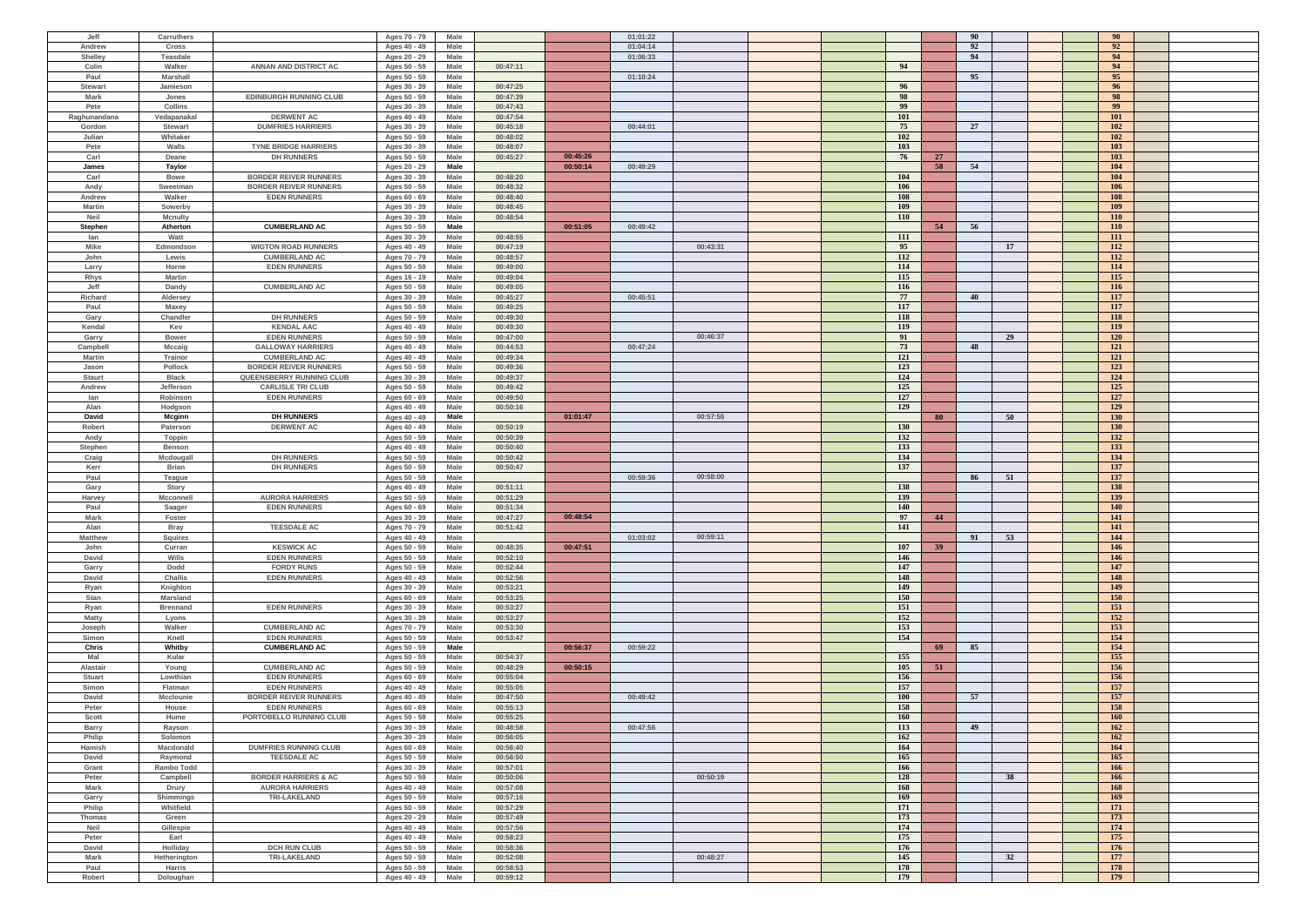| | | | | | | | | | | | | | | | | | |
|---|---|---|---|---|---|---|---|---|---|---|---|---|---|---|---|---|---|
| Jeff | Carruthers | | Ages 70 - 79 | Male | | | 01:01:22 | | | | | | 90 | | | | 90 |
| Andrew | Cross | | Ages 40 - 49 | Male | | | 01:04:14 | | | | | | 92 | | | | 92 |
| Shelley | Teasdale | | Ages 20 - 29 | Male | | | 01:06:33 | | | | | | 94 | | | | 94 |
| Colin | Walker | ANNAN AND DISTRICT AC | Ages 50 - 59 | Male | 00:47:11 | | | | | | 94 | | | | | | 94 |
| Paul | Marshall | | Ages 50 - 59 | Male | | | 01:10:24 | | | | | | 95 | | | | 95 |
| Stewart | Jamieson | | Ages 30 - 39 | Male | 00:47:25 | | | | | | 96 | | | | | | 96 |
| Mark | Jones | EDINBURGH RUNNING CLUB | Ages 50 - 59 | Male | 00:47:39 | | | | | | 98 | | | | | | 98 |
| Pete | Collins | | Ages 30 - 39 | Male | 00:47:43 | | | | | | 99 | | | | | | 99 |
| Raghunandana | Vedapanakal | DERWENT AC | Ages 40 - 49 | Male | 00:47:54 | | | | | | 101 | | | | | | 101 |
| Gordon | Stewart | DUMFRIES HARRIERS | Ages 30 - 39 | Male | 00:45:18 | | 00:44:01 | | | | 75 | | 27 | | | | 102 |
| Julian | Whitaker | | Ages 50 - 59 | Male | 00:48:02 | | | | | | 102 | | | | | | 102 |
| Pete | Walls | TYNE BRIDGE HARRIERS | Ages 30 - 39 | Male | 00:48:07 | | | | | | 103 | | | | | | 103 |
| Carl | Deane | DH RUNNERS | Ages 50 - 59 | Male | 00:45:27 | 00:45:26 | | | | | 76 | 27 | | | | | 103 |
| **James** | **Taylor** | | Ages 20 - 29 | **Male** | | 00:50:14 | 00:49:29 | | | | | 50 | 54 | | | | 104 |
| Carl | Bowe | BORDER REIVER RUNNERS | Ages 30 - 39 | Male | 00:48:20 | | | | | | 104 | | | | | | 104 |
| Andy | Sweetman | BORDER REIVER RUNNERS | Ages 50 - 59 | Male | 00:48:32 | | | | | | 106 | | | | | | 106 |
| Andrew | Walker | EDEN RUNNERS | Ages 60 - 69 | Male | 00:48:40 | | | | | | 108 | | | | | | 108 |
| Martin | Sowerby | | Ages 30 - 39 | Male | 00:48:45 | | | | | | 109 | | | | | | 109 |
| Neil | Mcnulty | | Ages 30 - 39 | Male | 00:48:54 | | | | | | 110 | | | | | | 110 |
| **Stephen** | **Atherton** | **CUMBERLAND AC** | Ages 50 - 59 | **Male** | | 00:51:05 | 00:49:42 | | | | | 54 | 56 | | | | 110 |
| Ian | Watt | | Ages 30 - 39 | Male | 00:48:55 | | | | | | 111 | | | | | | 111 |
| Mike | Edmondson | WIGTON ROAD RUNNERS | Ages 40 - 49 | Male | 00:47:19 | | | 00:43:31 | | | 95 | | | 17 | | | 112 |
| John | Lewis | CUMBERLAND AC | Ages 70 - 79 | Male | 00:48:57 | | | | | | 112 | | | | | | 112 |
| Larry | Horne | EDEN RUNNERS | Ages 50 - 59 | Male | 00:49:00 | | | | | | 114 | | | | | | 114 |
| Rhys | Martin | | Ages 16 - 19 | Male | 00:49:04 | | | | | | 115 | | | | | | 115 |
| Jeff | Dandy | CUMBERLAND AC | Ages 50 - 59 | Male | 00:49:05 | | | | | | 116 | | | | | | 116 |
| Richard | Aldersey | | Ages 30 - 39 | Male | 00:45:27 | | 00:45:51 | | | | 77 | | 40 | | | | 117 |
| Paul | Maxey | | Ages 50 - 59 | Male | 00:49:25 | | | | | | 117 | | | | | | 117 |
| Gary | Chandler | DH RUNNERS | Ages 50 - 59 | Male | 00:49:30 | | | | | | 118 | | | | | | 118 |
| Kendal | Kev | KENDAL AAC | Ages 40 - 49 | Male | 00:49:30 | | | | | | 119 | | | | | | 119 |
| Garry | Bower | EDEN RUNNERS | Ages 50 - 59 | Male | 00:47:00 | | | 00:46:37 | | | 91 | | | 29 | | | 120 |
| Campbell | Mccaig | GALLOWAY HARRIERS | Ages 40 - 49 | Male | 00:44:53 | | 00:47:24 | | | | 73 | | 48 | | | | 121 |
| Martin | Trainor | CUMBERLAND AC | Ages 40 - 49 | Male | 00:49:34 | | | | | | 121 | | | | | | 121 |
| Jason | Pollock | BORDER REIVER RUNNERS | Ages 50 - 59 | Male | 00:49:36 | | | | | | 123 | | | | | | 123 |
| Staurt | Black | QUEENSBERRY RUNNING CLUB | Ages 30 - 39 | Male | 00:49:37 | | | | | | 124 | | | | | | 124 |
| Andrew | Jefferson | CARLISLE TRI CLUB | Ages 50 - 59 | Male | 00:49:42 | | | | | | 125 | | | | | | 125 |
| Ian | Robinson | EDEN RUNNERS | Ages 60 - 69 | Male | 00:49:50 | | | | | | 127 | | | | | | 127 |
| Alan | Hodgson | | Ages 40 - 49 | Male | 00:50:16 | | | | | | 129 | | | | | | 129 |
| **David** | **Mcginn** | **DH RUNNERS** | Ages 40 - 49 | **Male** | | 01:01:47 | | 00:57:55 | | | | 80 | | 50 | | | 130 |
| Robert | Paterson | DERWENT AC | Ages 40 - 49 | Male | 00:50:19 | | | | | | 130 | | | | | | 130 |
| Andy | Toppin | | Ages 50 - 59 | Male | 00:50:39 | | | | | | 132 | | | | | | 132 |
| Stephen | Benson | | Ages 40 - 49 | Male | 00:50:40 | | | | | | 133 | | | | | | 133 |
| Craig | Mcdougall | DH RUNNERS | Ages 50 - 59 | Male | 00:50:42 | | | | | | 134 | | | | | | 134 |
| Kerr | Brian | DH RUNNERS | Ages 50 - 59 | Male | 00:50:47 | | | | | | 137 | | | | | | 137 |
| Paul | Teague | | Ages 50 - 59 | Male | | | 00:59:36 | 00:58:00 | | | | | 86 | 51 | | | 137 |
| Gary | Story | | Ages 40 - 49 | Male | 00:51:11 | | | | | | 138 | | | | | | 138 |
| Harvey | Mcconnell | AURORA HARRIERS | Ages 50 - 59 | Male | 00:51:29 | | | | | | 139 | | | | | | 139 |
| Paul | Saager | EDEN RUNNERS | Ages 60 - 69 | Male | 00:51:34 | | | | | | 140 | | | | | | 140 |
| Mark | Foster | | Ages 30 - 39 | Male | 00:47:27 | 00:48:54 | | | | | 97 | 44 | | | | | 141 |
| Alan | Bray | TEESDALE AC | Ages 70 - 79 | Male | 00:51:42 | | | | | | 141 | | | | | | 141 |
| Matthew | Squires | | Ages 40 - 49 | Male | | | 01:03:02 | 00:59:11 | | | | | 91 | 53 | | | 144 |
| John | Curran | KESWICK AC | Ages 50 - 59 | Male | 00:48:35 | 00:47:51 | | | | | 107 | 39 | | | | | 146 |
| David | Wills | EDEN RUNNERS | Ages 50 - 59 | Male | 00:52:10 | | | | | | 146 | | | | | | 146 |
| Garry | Dodd | FORDY RUNS | Ages 50 - 59 | Male | 00:52:44 | | | | | | 147 | | | | | | 147 |
| David | Challis | EDEN RUNNERS | Ages 40 - 49 | Male | 00:52:56 | | | | | | 148 | | | | | | 148 |
| Ryan | Knighton | | Ages 30 - 39 | Male | 00:53:21 | | | | | | 149 | | | | | | 149 |
| Stan | Marsland | | Ages 60 - 69 | Male | 00:53:25 | | | | | | 150 | | | | | | 150 |
| Ryan | Brennand | EDEN RUNNERS | Ages 30 - 39 | Male | 00:53:27 | | | | | | 151 | | | | | | 151 |
| Matty | Lyons | | Ages 30 - 39 | Male | 00:53:27 | | | | | | 152 | | | | | | 152 |
| Joseph | Walker | CUMBERLAND AC | Ages 70 - 79 | Male | 00:53:30 | | | | | | 153 | | | | | | 153 |
| Simon | Knell | EDEN RUNNERS | Ages 50 - 59 | Male | 00:53:47 | | | | | | 154 | | | | | | 154 |
| **Chris** | **Whitby** | **CUMBERLAND AC** | Ages 50 - 59 | **Male** | | 00:56:37 | 00:59:22 | | | | | 69 | 85 | | | | 154 |
| Mal | Kular | | Ages 50 - 59 | Male | 00:54:37 | | | | | | 155 | | | | | | 155 |
| Alastair | Young | CUMBERLAND AC | Ages 50 - 59 | Male | 00:48:29 | 00:50:15 | | | | | 105 | 51 | | | | | 156 |
| Stuart | Lowthian | EDEN RUNNERS | Ages 60 - 69 | Male | 00:55:04 | | | | | | 156 | | | | | | 156 |
| Simon | Flatman | EDEN RUNNERS | Ages 40 - 49 | Male | 00:55:05 | | | | | | 157 | | | | | | 157 |
| David | Mcclounie | BORDER REIVER RUNNERS | Ages 40 - 49 | Male | 00:47:50 | | 00:49:42 | | | | 100 | | 57 | | | | 157 |
| Peter | House | EDEN RUNNERS | Ages 60 - 69 | Male | 00:55:13 | | | | | | 158 | | | | | | 158 |
| Scott | Hume | PORTOBELLO RUNNING CLUB | Ages 50 - 59 | Male | 00:55:25 | | | | | | 160 | | | | | | 160 |
| Barry | Rayson | | Ages 30 - 39 | Male | 00:48:58 | | 00:47:56 | | | | 113 | | 49 | | | | 162 |
| Philip | Solomon | | Ages 30 - 39 | Male | 00:56:05 | | | | | | 162 | | | | | | 162 |
| Hamish | Macdonald | DUMFRIES RUNNING CLUB | Ages 60 - 69 | Male | 00:56:40 | | | | | | 164 | | | | | | 164 |
| David | Raymond | TEESDALE AC | Ages 50 - 59 | Male | 00:56:50 | | | | | | 165 | | | | | | 165 |
| Grant | Rambo Todd | | Ages 30 - 39 | Male | 00:57:01 | | | | | | 166 | | | | | | 166 |
| Peter | Campbell | BORDER HARRIERS & AC | Ages 50 - 59 | Male | 00:50:06 | | | 00:50:19 | | | 128 | | | 38 | | | 166 |
| Mark | Drury | AURORA HARRIERS | Ages 40 - 49 | Male | 00:57:08 | | | | | | 168 | | | | | | 168 |
| Garry | Shimmings | TRI-LAKELAND | Ages 50 - 59 | Male | 00:57:16 | | | | | | 169 | | | | | | 169 |
| Philip | Whitfield | | Ages 50 - 59 | Male | 00:57:29 | | | | | | 171 | | | | | | 171 |
| Thomas | Green | | Ages 20 - 29 | Male | 00:57:49 | | | | | | 173 | | | | | | 173 |
| Neil | Gillespie | | Ages 40 - 49 | Male | 00:57:56 | | | | | | 174 | | | | | | 174 |
| Peter | Earl | | Ages 40 - 49 | Male | 00:58:23 | | | | | | 175 | | | | | | 175 |
| David | Holliday | DCH RUN CLUB | Ages 50 - 59 | Male | 00:58:36 | | | | | | 176 | | | | | | 176 |
| Mark | Hetherington | TRI-LAKELAND | Ages 50 - 59 | Male | 00:52:08 | | | 00:48:27 | | | 145 | | | 32 | | | 177 |
| Paul | Harris | | Ages 50 - 59 | Male | 00:58:53 | | | | | | 178 | | | | | | 178 |
| Robert | Doloughan | | Ages 40 - 49 | Male | 00:59:12 | | | | | | 179 | | | | | | 179 |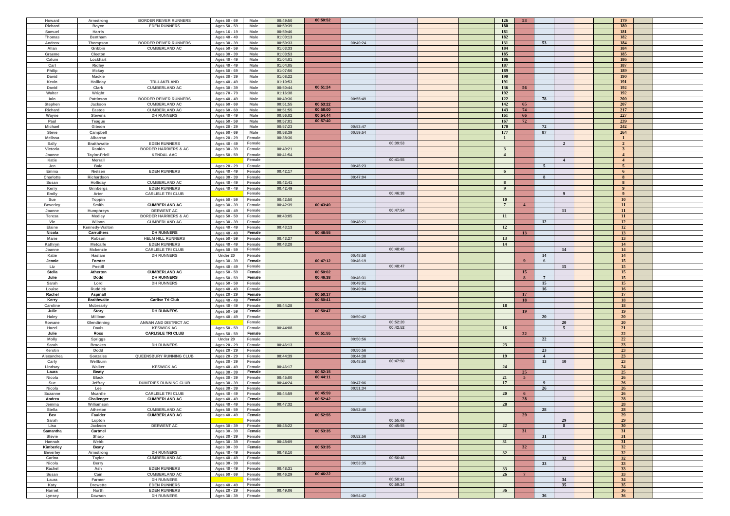| | | | | | | | | | | | | | | | | | |
|---|---|---|---|---|---|---|---|---|---|---|---|---|---|---|---|---|---|
| Howard | Armstrong | BORDER REIVER RUNNERS | Ages 60 - 69 | Male | 00:49:50 | 00:50:52 | | | | | 126 | 53 | | | | | 179 |
| Richard | Boyce | EDEN RUNNERS | Ages 50 - 59 | Male | 00:59:39 | | | | | | 180 | | | | | | 180 |
| Samuel | Harris | | Ages 16 - 19 | Male | 00:59:46 | | | | | | 181 | | | | | | 181 |
| Thomas | Bentham | | Ages 40 - 49 | Male | 01:00:13 | | | | | | 182 | | | | | | 182 |
| Andrew | Thompson | BORDER REIVER RUNNERS | Ages 30 - 39 | Male | 00:50:33 | | 00:49:24 | | | | 131 | | 53 | | | | 184 |
| Allan | Gribbin | CUMBERLAND AC | Ages 50 - 59 | Male | 01:03:33 | | | | | | 184 | | | | | | 184 |
| Graeme | Cleeton | | Ages 30 - 39 | Male | 01:03:53 | | | | | | 185 | | | | | | 185 |
| Calum | Lockhart | | Ages 40 - 49 | Male | 01:04:01 | | | | | | 186 | | | | | | 186 |
| Carl | Ridley | | Ages 40 - 49 | Male | 01:04:05 | | | | | | 187 | | | | | | 187 |
| Philip | Mckay | | Ages 60 - 69 | Male | 01:07:56 | | | | | | 189 | | | | | | 189 |
| David | Mackie | | Ages 30 - 39 | Male | 01:08:22 | | | | | | 190 | | | | | | 190 |
| Kevin | Holliday | TRI-LAKELAND | Ages 40 - 49 | Male | 01:10:53 | | | | | | 191 | | | | | | 191 |
| David | Clark | CUMBERLAND AC | Ages 30 - 39 | Male | 00:50:44 | 00:51:24 | | | | | 136 | 56 | | | | | 192 |
| Walter | Wright | | Ages 70 - 79 | Male | 01:16:38 | | | | | | 192 | | | | | | 192 |
| Iain | Pattinson | BORDER REIVER RUNNERS | Ages 40 - 49 | Male | 00:49:36 | | 00:55:49 | | | | 122 | | 78 | | | | 200 |
| Stephen | Jackson | CUMBERLAND AC | Ages 60 - 69 | Male | 00:51:55 | 00:53:22 | | | | | 142 | 65 | | | | | 207 |
| Richard | Eastoe | CUMBERLAND AC | Ages 60 - 69 | Male | 00:51:55 | 00:58:00 | | | | | 143 | 74 | | | | | 217 |
| Wayne | Stevens | DH RUNNERS | Ages 40 - 49 | Male | 00:56:02 | 00:54:44 | | | | | 161 | 66 | | | | | 227 |
| Paul | Teague | | Ages 50 - 59 | Male | 00:57:01 | 00:57:40 | | | | | 167 | 72 | | | | | 239 |
| Michael | Gibson | | Ages 20 - 29 | Male | 00:57:23 | | 00:53:47 | | | | 170 | | 72 | | | | 242 |
| Steve | Campbell | | Ages 60 - 69 | Male | 00:58:39 | | 00:59:54 | | | | 177 | | 87 | | | | 264 |
| Melissa | Albarran | | Ages 20 - 29 | Female | 00:38:36 | | | | | | 1 | | | | | | 1 |
| Sally | Braithwaite | EDEN RUNNERS | Ages 40 - 49 | Female | | | | 00:39:53 | | | | | | 2 | | | 2 |
| Victoria | Rankin | BORDER HARRIERS & AC | Ages 30 - 39 | Female | 00:40:21 | | | | | | 3 | | | | | | 3 |
| Joanne | Taylor-Friell | KENDAL AAC | Ages 50 - 59 | Female | 00:41:54 | | | | | | 4 | | | | | | 4 |
| Katie | Merrall | | | Female | | | | 00:41:55 | | | | | | 4 | | | 4 |
| Jen | Bale | | Ages 20 - 29 | Female | | | 00:45:23 | | | | | | 5 | | | | 5 |
| Emma | Nielsen | EDEN RUNNERS | Ages 40 - 49 | Female | 00:42:17 | | | | | | 6 | | | | | | 6 |
| Charlotte | Richardson | | Ages 30 - 39 | Female | | | 00:47:04 | | | | | | 8 | | | | 8 |
| Susan | Holliday | CUMBERLAND AC | Ages 40 - 49 | Female | 00:42:41 | | | | | | 8 | | | | | | 8 |
| Kerry | Grinbergs | EDEN RUNNERS | Ages 40 - 49 | Female | 00:42:49 | | | | | | 9 | | | | | | 9 |
| Emily | Arter | CARLISLE TRI CLUB | | Female | | | | 00:46:38 | | | | | | 9 | | | 9 |
| Sue | Toppin | | Ages 50 - 59 | Female | 00:42:50 | | | | | | 10 | | | | | | 10 |
| Beverley | Smith | CUMBERLAND AC | Ages 30 - 39 | Female | 00:42:39 | 00:43:49 | | | | | 7 | 4 | | | | | 11 |
| Joanne | Humphreys | DERWENT AC | Ages 40 - 49 | Female | | | | 00:47:54 | | | | | | 11 | | | 11 |
| Teresa | Medley | BORDER HARRIERS & AC | Ages 50 - 59 | Female | 00:43:05 | | | | | | 11 | | | | | | 11 |
| Vic | Wilson | CUMBERLAND AC | Ages 30 - 39 | Female | | | 00:48:21 | | | | | | 12 | | | | 12 |
| Elaine | Kennedy-Walton | | Ages 40 - 49 | Female | 00:43:13 | | | | | | 12 | | | | | | 12 |
| Nicola | Carruthers | DH RUNNERS | Ages 40 - 49 | Female | | 00:48:55 | | | | | | 13 | | | | | 13 |
| Marie | Robson | HELM HILL RUNNERS | Ages 50 - 59 | Female | 00:43:27 | | | | | | 13 | | | | | | 13 |
| Kathryn | Metcalfe | EDEN RUNNERS | Ages 40 - 49 | Female | 00:43:28 | | | | | | 14 | | | | | | 14 |
| Joanne | Mckenzie | CARLISLE TRI CLUB | Ages 50 - 59 | Female | | | | 00:48:45 | | | | | | 14 | | | 14 |
| Katie | Haslam | DH RUNNERS | Under 20 | Female | | | 00:48:58 | | | | | | 14 | | | | 14 |
| Jennie | Forster | | Ages 30 - 39 | Female | | 00:47:12 | 00:46:19 | | | | | 9 | 6 | | | | 15 |
| Liz | Postill | | Ages 40 - 49 | Female | | | | 00:48:47 | | | | | | 15 | | | 15 |
| Stella | Atherton | CUMBERLAND AC | Ages 50 - 59 | Female | | 00:50:02 | | | | | | 15 | | | | | 15 |
| Julie | Dodd | DH RUNNERS | Ages 50 - 59 | Female | | 00:46:38 | 00:46:31 | | | | | 8 | 7 | | | | 15 |
| Sarah | Lord | DH RUNNERS | Ages 50 - 59 | Female | | | 00:49:01 | | | | | | 15 | | | | 15 |
| Louise | Ruddick | | Ages 40 - 49 | Female | | | 00:49:04 | | | | | | 16 | | | | 16 |
| Rachel | Aspinall | | Ages 20 - 29 | Female | | 00:50:17 | | | | | | 17 | | | | | 17 |
| Kerry | Braithwaite | Carlise Tri Club | Ages 40 - 49 | Female | | 00:50:41 | | | | | | 18 | | | | | 18 |
| Caroline | Mcbrearty | | Ages 40 - 49 | Female | 00:44:28 | | | | | | 18 | | | | | | 18 |
| Julie | Story | DH RUNNERS | Ages 50 - 59 | Female | | 00:50:47 | | | | | | 19 | | | | | 19 |
| Haley | Millican | | Ages 40 - 49 | Female | | | 00:50:42 | | | | | | 20 | | | | 20 |
| Rowane | Glendinning | ANNAN AND DISTRICT AC | | Female | | | | 00:52:20 | | | | | | 20 | | | 20 |
| Hazel | Davis | KESWICK AC | Ages 50 - 59 | Female | 00:44:08 | | | 00:42:52 | | | 16 | | | 5 | | | 21 |
| Julie | Ross | CARLISLE TRI CLUB | Ages 50 - 59 | Female | | 00:51:55 | | | | | | 22 | | | | | 22 |
| Molly | Spriggs | | Under 20 | Female | | | 00:50:56 | | | | | | 22 | | | | 22 |
| Sarah | Brookes | DH RUNNERS | Ages 20 - 29 | Female | 00:46:13 | | | | | | 23 | | | | | | 23 |
| Kerstin | Dodd | | Ages 20 - 29 | Female | | | 00:50:56 | | | | | | 23 | | | | 23 |
| Alexandrea | Gonzales | QUEENSBURY RUNNING CLUB | Ages 20 - 29 | Female | 00:44:39 | | 00:44:38 | | | | 19 | | 4 | | | | 23 |
| Carly | Wellburn | | Ages 30 - 39 | Female | | | 00:48:56 | 00:47:50 | | | | | 13 | 10 | | | 23 |
| Lindsay | Walker | KESWICK AC | Ages 40 - 49 | Female | 00:46:17 | | | | | | 24 | | | | | | 24 |
| Laura | Beaty | | Ages 30 - 39 | Female | | 00:52:15 | | | | | | 25 | | | | | 25 |
| Nicola | Black | | Ages 30 - 39 | Female | 00:45:00 | 00:44:11 | | | | | 21 | 5 | | | | | 26 |
| Sue | Jeffrey | DUMFRIES RUNNING CLUB | Ages 30 - 39 | Female | 00:44:24 | | 00:47:06 | | | | 17 | | 9 | | | | 26 |
| Nicola | Lee | | Ages 30 - 39 | Female | | | 00:51:34 | | | | | | 26 | | | | 26 |
| Suzanne | Mcardle | CARLISLE TRI CLUB | Ages 40 - 49 | Female | 00:44:59 | 00:45:59 | | | | | 20 | 6 | | | | | 26 |
| Andrea | Challenger | CUMBERLAND AC | Ages 40 - 49 | Female | | 00:52:42 | | | | | | 28 | | | | | 28 |
| Jemma | Williamson | | Ages 40 - 49 | Female | 00:47:32 | | | | | | 28 | | | | | | 28 |
| Stella | Atherton | CUMBERLAND AC | Ages 50 - 59 | Female | | | 00:52:40 | | | | | | 28 | | | | 28 |
| Bev | Faulder | CUMBERLAND AC | Ages 40 - 49 | Female | | 00:52:55 | | | | | | 29 | | | | | 29 |
| Sarah | Lupton | | | Female | | | | 00:55:46 | | | | | | 29 | | | 29 |
| Lisa | Jackson | DERWENT AC | Ages 30 - 39 | Female | 00:45:22 | | | 00:45:55 | | | 22 | | | 8 | | | 30 |
| Samantha | Cartmel | | Ages 30 - 39 | Female | | 00:53:35 | | | | | | 31 | | | | | 31 |
| Stevie | Sharp | | Ages 30 - 39 | Female | | | 00:52:56 | | | | | | 31 | | | | 31 |
| Hannah | Webb | | Ages 30 - 39 | Female | 00:48:09 | | | | | | 31 | | | | | | 31 |
| Kimberley | Beaty | | Ages 30 - 39 | Female | | 00:53:35 | | | | | | 32 | | | | | 32 |
| Beverley | Armstrong | DH RUNNERS | Ages 40 - 49 | Female | 00:48:10 | | | | | | 32 | | | | | | 32 |
| Carina | Taylor | CUMBERLAND AC | Ages 40 - 49 | Female | | | | 00:56:48 | | | | | | 32 | | | 32 |
| Nicola | Berry | | Ages 30 - 39 | Female | | | 00:53:35 | | | | | | 33 | | | | 33 |
| Rachel | Ash | EDEN RUNNERS | Ages 40 - 49 | Female | 00:48:31 | | | | | | 33 | | | | | | 33 |
| Susan | Cain | CUMBERLAND AC | Ages 60 - 69 | Female | 00:46:29 | 00:46:22 | | | | | 26 | 7 | | | | | 33 |
| Laura | Farmer | DH RUNNERS | | Female | | | | 00:58:41 | | | | | | 34 | | | 34 |
| Katy | Drewette | EDEN RUNNERS | Ages 40 - 49 | Female | | | | 00:59:24 | | | | | | 35 | | | 35 |
| Harriet | North | EDEN RUNNERS | Ages 20 - 29 | Female | 00:49:06 | | | | | | 36 | | | | | | 36 |
| Lynsey | Dawson | DH RUNNERS | Ages 30 - 39 | Female | | | 00:54:42 | | | | | | 36 | | | | 36 |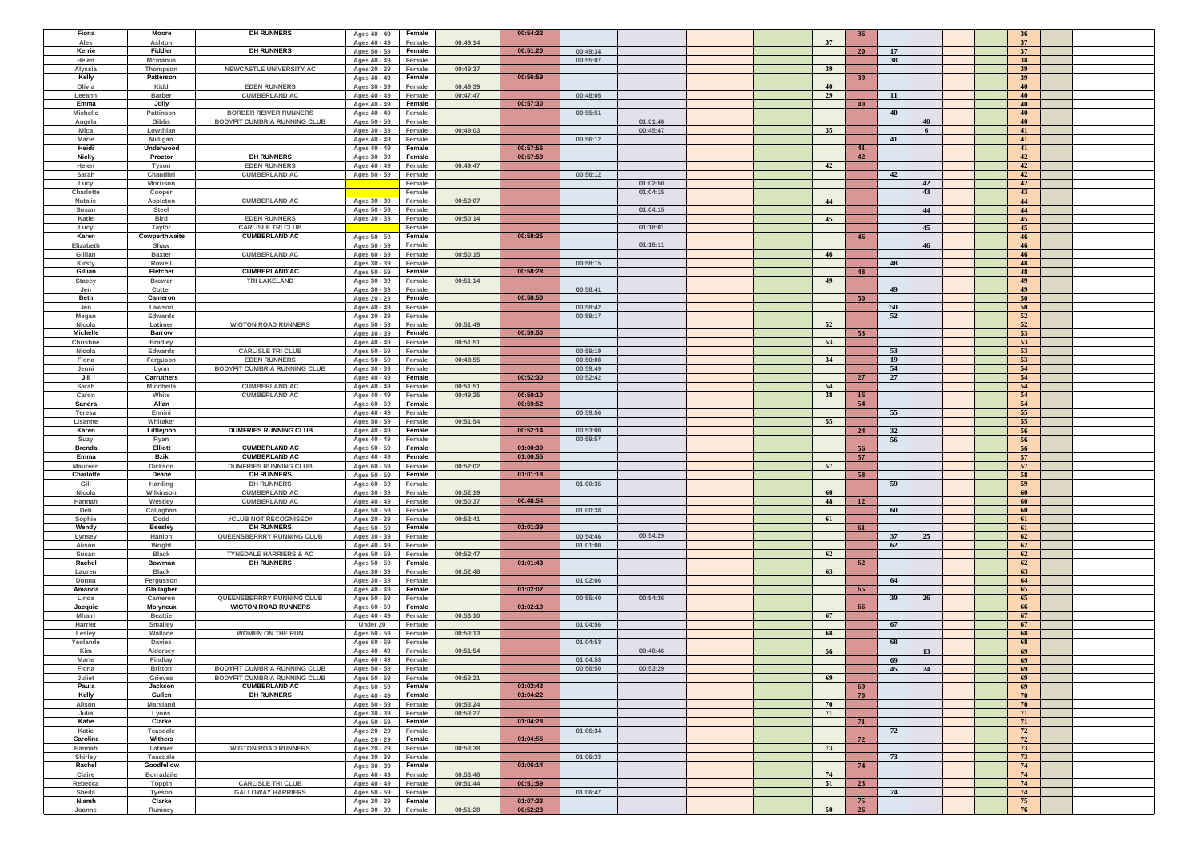| | | | | | | | | | | | | | |
|---|---|---|---|---|---|---|---|---|---|---|---|---|---|
| Fiona | Moore | DH RUNNERS | Ages 40 - 49 | Female | | 00:54:22 | | | | 36 | | | 36 |
| Alex | Ashton | | Ages 40 - 49 | Female | 00:49:14 | | | | 37 | | | | 37 |
| Kerrie | Fiddler | DH RUNNERS | Ages 50 - 59 | Female | | 00:51:20 | 00:49:34 | | | 20 | 17 | | 37 |
| Helen | Mcmanus | | Ages 40 - 49 | Female | | | 00:55:07 | | | | 38 | | 38 |
| Alyssia | Thompson | NEWCASTLE UNIVERSITY AC | Ages 20 - 29 | Female | 00:49:37 | | | | 39 | | | | 39 |
| Kelly | Patterson | | Ages 40 - 49 | Female | | 00:56:59 | | | | 39 | | | 39 |
| Olivia | Kidd | EDEN RUNNERS | Ages 30 - 39 | Female | 00:49:39 | | | | 40 | | | | 40 |
| Leeann | Barber | CUMBERLAND AC | Ages 40 - 49 | Female | 00:47:47 | | 00:48:05 | | 29 | | 11 | | 40 |
| Emma | Jolly | | Ages 40 - 49 | Female | | 00:57:30 | | | | 40 | | | 40 |
| Michelle | Pattinson | BORDER REIVER RUNNERS | Ages 40 - 49 | Female | | | 00:55:51 | | | | 40 | | 40 |
| Angela | Gibbs | BODYFIT CUMBRIA RUNNING CLUB | Ages 50 - 59 | Female | | | | 01:01:46 | | | | 40 | 40 |
| Mica | Lowthian | | Ages 30 - 39 | Female | 00:49:03 | | | 00:45:47 | 35 | | | 6 | 41 |
| Marie | Milligan | | Ages 40 - 49 | Female | | | 00:56:12 | | | | 41 | | 41 |
| Heidi | Underwood | | Ages 40 - 49 | Female | | 00:57:56 | | | | 41 | | | 41 |
| Nicky | Proctor | DH RUNNERS | Ages 30 - 39 | Female | | 00:57:59 | | | | 42 | | | 42 |
| Helen | Tyson | EDEN RUNNERS | Ages 40 - 49 | Female | 00:49:47 | | | | 42 | | | | 42 |
| Sarah | Chaudhri | CUMBERLAND AC | Ages 50 - 59 | Female | | | 00:56:12 | | | | 42 | | 42 |
| Lucy | Morrison | | | Female | | | | 01:02:50 | | | | 42 | 42 |
| Charlotte | Cooper | | | Female | | | | 01:04:15 | | | | 43 | 43 |
| Natalie | Appleton | CUMBERLAND AC | Ages 30 - 39 | Female | 00:50:07 | | | | 44 | | | | 44 |
| Susan | Steel | | Ages 50 - 59 | Female | | | | 01:04:15 | | | | 44 | 44 |
| Katie | Bird | EDEN RUNNERS | Ages 30 - 39 | Female | 00:50:14 | | | | 45 | | | | 45 |
| Lucy | Taylor | CARLISLE TRI CLUB | | Female | | | | 01:18:01 | | | | 45 | 45 |
| Karen | Cowperthwaite | CUMBERLAND AC | Ages 50 - 59 | Female | | 00:58:25 | | | | 46 | | | 46 |
| Elizabeth | Shaw | | Ages 50 - 59 | Female | | | | 01:18:11 | | | | 46 | 46 |
| Gillian | Baxter | CUMBERLAND AC | Ages 60 - 69 | Female | 00:50:15 | | | | 46 | | | | 46 |
| Kirsty | Rowell | | Ages 30 - 39 | Female | | | 00:58:15 | | | | 48 | | 48 |
| Gillian | Fletcher | CUMBERLAND AC | Ages 50 - 59 | Female | | 00:58:28 | | | | 48 | | | 48 |
| Stacey | Brewer | TRI LAKELAND | Ages 30 - 39 | Female | 00:51:14 | | | | 49 | | | | 49 |
| Jen | Cotter | | Ages 30 - 39 | Female | | | 00:58:41 | | | | 49 | | 49 |
| Beth | Cameron | | Ages 20 - 29 | Female | | 00:58:50 | | | | 50 | | | 50 |
| Jen | Lawson | | Ages 40 - 49 | Female | | | 00:58:42 | | | | 50 | | 50 |
| Megan | Edwards | | Ages 20 - 29 | Female | | | 00:59:17 | | | | 52 | | 52 |
| Nicola | Latimer | WIGTON ROAD RUNNERS | Ages 50 - 59 | Female | 00:51:49 | | | | 52 | | | | 52 |
| Michelle | Barrow | | Ages 30 - 39 | Female | | 00:59:50 | | | | 53 | | | 53 |
| Christine | Bradley | | Ages 40 - 49 | Female | 00:51:51 | | | | 53 | | | | 53 |
| Nicola | Edwards | CARLISLE TRI CLUB | Ages 50 - 59 | Female | | | 00:59:19 | | | | 53 | | 53 |
| Fiona | Ferguson | EDEN RUNNERS | Ages 50 - 59 | Female | 00:48:55 | | 00:50:08 | | 34 | | 19 | | 53 |
| Jenni | Lynn | BODYFIT CUMBRIA RUNNING CLUB | Ages 30 - 39 | Female | | | 00:59:49 | | | | 54 | | 54 |
| Jill | Carruthers | | Ages 40 - 49 | Female | | 00:52:30 | 00:52:42 | | | 27 | 27 | | 54 |
| Sarah | Minchella | CUMBERLAND AC | Ages 40 - 49 | Female | 00:51:51 | | | | 54 | | | | 54 |
| Caron | White | CUMBERLAND AC | Ages 40 - 49 | Female | 00:49:25 | 00:50:10 | | | 38 | 16 | | | 54 |
| Sandra | Allan | | Ages 60 - 69 | Female | | 00:59:52 | | | | 54 | | | 54 |
| Teresa | Ennini | | Ages 40 - 49 | Female | | | 00:59:56 | | | | 55 | | 55 |
| Lisanne | Whitaker | | Ages 50 - 59 | Female | 00:51:54 | | | | 55 | | | | 55 |
| Karen | Littlejohn | DUMFRIES RUNNING CLUB | Ages 40 - 49 | Female | | 00:52:14 | 00:53:00 | | | 24 | 32 | | 56 |
| Suzy | Ryan | | Ages 40 - 49 | Female | | | 00:59:57 | | | | 56 | | 56 |
| Brenda | Elliott | CUMBERLAND AC | Ages 50 - 59 | Female | | 01:00:39 | | | | 56 | | | 56 |
| Emma | Bzik | CUMBERLAND AC | Ages 40 - 49 | Female | | 01:00:55 | | | | 57 | | | 57 |
| Maureen | Dickson | DUMFRIES RUNNING CLUB | Ages 60 - 69 | Female | 00:52:02 | | | | 57 | | | | 57 |
| Charlotte | Deane | DH RUNNERS | Ages 50 - 59 | Female | | 01:01:18 | | | | 58 | | | 58 |
| Gill | Harding | DH RUNNERS | Ages 60 - 69 | Female | | | 01:00:35 | | | | 59 | | 59 |
| Nicola | Wilkinson | CUMBERLAND AC | Ages 30 - 39 | Female | 00:52:19 | | | | 60 | | | | 60 |
| Hannah | Westley | CUMBERLAND AC | Ages 40 - 49 | Female | 00:50:37 | 00:48:54 | | | 48 | 12 | | | 60 |
| Deb | Callaghan | | Ages 50 - 59 | Female | | | 01:00:38 | | | | 60 | | 60 |
| Sophie | Dodd | #CLUB NOT RECOGNISED# | Ages 20 - 29 | Female | 00:52:41 | | | | 61 | | | | 61 |
| Wendy | Beesley | DH RUNNERS | Ages 50 - 59 | Female | | 01:01:39 | | | | 61 | | | 61 |
| Lynsey | Hanlon | QUEENSBERRRY RUNNING CLUB | Ages 30 - 39 | Female | | | 00:54:46 | 00:54:29 | | | 37 | 25 | 62 |
| Alison | Wright | | Ages 40 - 49 | Female | | | 01:01:00 | | | | 62 | | 62 |
| Susan | Black | TYNEDALE HARRIERS & AC | Ages 50 - 59 | Female | 00:52:47 | | | | 62 | | | | 62 |
| Rachel | Bowman | DH RUNNERS | Ages 50 - 59 | Female | | 01:01:43 | | | | 62 | | | 62 |
| Lauren | Black | | Ages 30 - 39 | Female | 00:52:48 | | | | 63 | | | | 63 |
| Donna | Fergusson | | Ages 30 - 39 | Female | | | 01:02:06 | | | | 64 | | 64 |
| Amanda | Glallagher | | Ages 40 - 49 | Female | | 01:02:02 | | | | 65 | | | 65 |
| Linda | Cameron | QUEENSBERRRY RUNNING CLUB | Ages 50 - 59 | Female | | | 00:55:40 | 00:54:36 | | | 39 | 26 | 65 |
| Jacquie | Molyneux | WIGTON ROAD RUNNERS | Ages 60 - 69 | Female | | 01:02:19 | | | | 66 | | | 66 |
| Mhairi | Beattie | | Ages 40 - 49 | Female | 00:53:10 | | | | 67 | | | | 67 |
| Harriet | Smalley | | Under 20 | Female | | | 01:04:56 | | | | 67 | | 67 |
| Lesley | Wallace | WOMEN ON THE RUN | Ages 50 - 59 | Female | 00:53:13 | | | | 68 | | | | 68 |
| Yeolande | Davies | | Ages 60 - 69 | Female | | | 01:04:53 | | | | 68 | | 68 |
| Kim | Aldersey | | Ages 40 - 49 | Female | 00:51:54 | | | 00:48:46 | 56 | | | 13 | 69 |
| Marie | Findlay | | Ages 40 - 49 | Female | | | 01:04:53 | | | | 69 | | 69 |
| Fiona | Britton | BODYFIT CUMBRIA RUNNING CLUB | Ages 50 - 59 | Female | | | 00:56:50 | 00:53:29 | | | 45 | 24 | 69 |
| Juliet | Grieves | BODYFIT CUMBRIA RUNNING CLUB | Ages 50 - 59 | Female | 00:53:21 | | | | 69 | | | | 69 |
| Paula | Jackson | CUMBERLAND AC | Ages 50 - 59 | Female | | 01:02:42 | | | | 69 | | | 69 |
| Kelly | Gullen | DH RUNNERS | Ages 40 - 49 | Female | | 01:04:22 | | | | 70 | | | 70 |
| Alison | Marsland | | Ages 50 - 59 | Female | 00:53:24 | | | | 70 | | | | 70 |
| Julia | Lyons | | Ages 30 - 39 | Female | 00:53:27 | | | | 71 | | | | 71 |
| Katie | Clarke | | Ages 50 - 59 | Female | | 01:04:28 | | | | 71 | | | 71 |
| Katie | Teasdale | | Ages 20 - 29 | Female | | | 01:06:34 | | | | 72 | | 72 |
| Caroline | Withers | | Ages 20 - 29 | Female | | 01:04:55 | | | | 72 | | | 72 |
| Hannah | Latimer | WIGTON ROAD RUNNERS | Ages 20 - 29 | Female | 00:53:38 | | | | 73 | | | | 73 |
| Shirley | Teasdale | | Ages 30 - 39 | Female | | | 01:06:33 | | | | 73 | | 73 |
| Rachel | Goodfellow | | Ages 30 - 39 | Female | | 01:06:14 | | | | 74 | | | 74 |
| Claire | Borradaile | | Ages 40 - 49 | Female | 00:53:46 | | | | 74 | | | | 74 |
| Rebecca | Toppin | CARLISLE TRI CLUB | Ages 40 - 49 | Female | 00:51:44 | 00:51:59 | | | 51 | 23 | | | 74 |
| Sheila | Tyeson | GALLOWAY HARRIERS | Ages 50 - 59 | Female | | | 01:06:47 | | | | 74 | | 74 |
| Niamh | Clarke | | Ages 20 - 29 | Female | | 01:07:23 | | | | 75 | | | 75 |
| Joanne | Rumney | | Ages 30 - 39 | Female | 00:51:28 | 00:52:23 | | | 50 | 26 | | | 76 |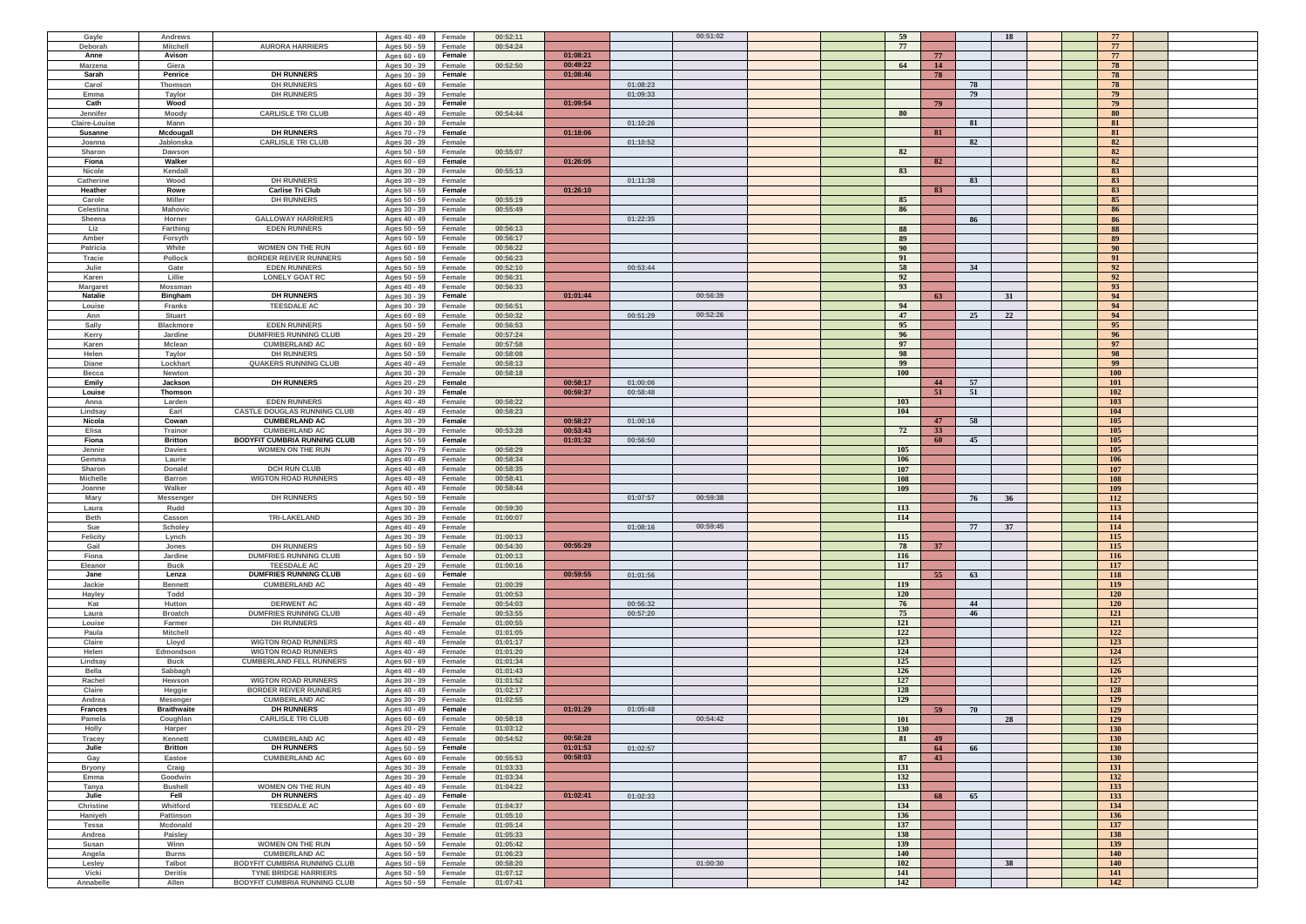| | | | | | | | | | | | | | | | | | |
|---|---|---|---|---|---|---|---|---|---|---|---|---|---|---|---|---|---|
| Gayle | Andrews | | Ages 40 - 49 | Female | 00:52:11 | | | 00:51:02 | | | 59 | | | 18 | | | 77 |
| Deborah | Mitchell | AURORA HARRIERS | Ages 50 - 59 | Female | 00:54:24 | | | | | | 77 | | | | | | 77 |
| **Anne** | **Avison** | | Ages 60 - 69 | **Female** | | 01:08:21 | | | | | | 77 | | | | | 77 |
| Marzena | Giera | | Ages 30 - 39 | Female | 00:52:50 | 00:49:22 | | | | | 64 | 14 | | | | | 78 |
| **Sarah** | **Penrice** | **DH RUNNERS** | Ages 30 - 39 | **Female** | | 01:08:46 | | | | | | 78 | | | | | 78 |
| Carol | Thomson | DH RUNNERS | Ages 60 - 69 | Female | | | 01:08:23 | | | | | | 78 | | | | 78 |
| Emma | Taylor | DH RUNNERS | Ages 30 - 39 | Female | | | 01:09:33 | | | | | | 79 | | | | 79 |
| **Cath** | **Wood** | | Ages 30 - 39 | **Female** | | 01:09:54 | | | | | | 79 | | | | | 79 |
| Jennifer | Moody | CARLISLE TRI CLUB | Ages 40 - 49 | Female | 00:54:44 | | | | | | 80 | | | | | | 80 |
| Claire-Louise | Mann | | Ages 30 - 39 | Female | | | 01:10:26 | | | | | | 81 | | | | 81 |
| **Susanne** | **Mcdougall** | **DH RUNNERS** | Ages 70 - 79 | **Female** | | 01:18:06 | | | | | | 81 | | | | | 81 |
| Joanna | Jablonska | CARLISLE TRI CLUB | Ages 30 - 39 | Female | | | 01:10:52 | | | | | | 82 | | | | 82 |
| Sharon | Dawson | | Ages 50 - 59 | Female | 00:55:07 | | | | | | 82 | | | | | | 82 |
| **Fiona** | **Walker** | | Ages 60 - 69 | **Female** | | 01:26:05 | | | | | | 82 | | | | | 82 |
| Nicole | Kendall | | Ages 30 - 39 | Female | 00:55:13 | | | | | | 83 | | | | | | 83 |
| Catherine | Wood | DH RUNNERS | Ages 30 - 39 | Female | | | 01:11:38 | | | | | | 83 | | | | 83 |
| **Heather** | **Rowe** | **Carlise Tri Club** | Ages 50 - 59 | **Female** | | 01:26:10 | | | | | | 83 | | | | | 83 |
| Carole | Miller | DH RUNNERS | Ages 50 - 59 | Female | 00:55:19 | | | | | | 85 | | | | | | 85 |
| Celestina | Mahovic | | Ages 30 - 39 | Female | 00:55:49 | | | | | | 86 | | | | | | 86 |
| Sheena | Horner | GALLOWAY HARRIERS | Ages 40 - 49 | Female | | | 01:22:35 | | | | | | 86 | | | | 86 |
| Liz | Farthing | EDEN RUNNERS | Ages 50 - 59 | Female | 00:56:13 | | | | | | 88 | | | | | | 88 |
| Amber | Forsyth | | Ages 50 - 59 | Female | 00:56:17 | | | | | | 89 | | | | | | 89 |
| Patricia | White | WOMEN ON THE RUN | Ages 60 - 69 | Female | 00:56:22 | | | | | | 90 | | | | | | 90 |
| Tracie | Pollock | BORDER REIVER RUNNERS | Ages 50 - 59 | Female | 00:56:23 | | | | | | 91 | | | | | | 91 |
| Julie | Gate | EDEN RUNNERS | Ages 50 - 59 | Female | 00:52:10 | | 00:53:44 | | | | 58 | | 34 | | | | 92 |
| Karen | Lillie | LONELY GOAT RC | Ages 50 - 59 | Female | 00:56:31 | | | | | | 92 | | | | | | 92 |
| Margaret | Mossman | | Ages 40 - 49 | Female | 00:56:33 | | | | | | 93 | | | | | | 93 |
| **Natalie** | **Bingham** | **DH RUNNERS** | Ages 30 - 39 | **Female** | | 01:01:44 | | 00:56:39 | | | | 63 | | 31 | | | 94 |
| Louise | Franks | TEESDALE AC | Ages 30 - 39 | Female | 00:56:51 | | | | | | 94 | | | | | | 94 |
| Ann | Stuart | | Ages 60 - 69 | Female | 00:50:32 | | 00:51:29 | 00:52:26 | | | 47 | | 25 | 22 | | | 94 |
| Sally | Blackmore | EDEN RUNNERS | Ages 50 - 59 | Female | 00:56:53 | | | | | | 95 | | | | | | 95 |
| Kerry | Jardine | DUMFRIES RUNNING CLUB | Ages 20 - 29 | Female | 00:57:24 | | | | | | 96 | | | | | | 96 |
| Karen | Mclean | CUMBERLAND AC | Ages 60 - 69 | Female | 00:57:58 | | | | | | 97 | | | | | | 97 |
| Helen | Taylor | DH RUNNERS | Ages 50 - 59 | Female | 00:58:08 | | | | | | 98 | | | | | | 98 |
| Diane | Lockhart | QUAKERS RUNNING CLUB | Ages 40 - 49 | Female | 00:58:13 | | | | | | 99 | | | | | | 99 |
| Becca | Newton | | Ages 30 - 39 | Female | 00:58:18 | | | | | | 100 | | | | | | 100 |
| **Emily** | **Jackson** | **DH RUNNERS** | Ages 20 - 29 | **Female** | | 00:58:17 | 01:00:06 | | | | | 44 | 57 | | | | 101 |
| **Louise** | **Thomson** | | Ages 30 - 39 | **Female** | | 00:59:37 | 00:58:48 | | | | | 51 | 51 | | | | 102 |
| Anna | Larden | EDEN RUNNERS | Ages 40 - 49 | Female | 00:58:22 | | | | | | 103 | | | | | | 103 |
| Lindsay | Earl | CASTLE DOUGLAS RUNNING CLUB | Ages 40 - 49 | Female | 00:58:23 | | | | | | 104 | | | | | | 104 |
| **Nicola** | **Cowan** | **CUMBERLAND AC** | Ages 30 - 39 | **Female** | | 00:58:27 | 01:00:16 | | | | | 47 | 58 | | | | 105 |
| Elisa | Trainor | CUMBERLAND AC | Ages 30 - 39 | Female | 00:53:28 | 00:53:43 | | | | | 72 | 33 | | | | | 105 |
| **Fiona** | **Britton** | **BODYFIT CUMBRIA RUNNING CLUB** | Ages 50 - 59 | **Female** | | 01:01:32 | 00:56:50 | | | | | 60 | 45 | | | | 105 |
| Jennie | Davies | WOMEN ON THE RUN | Ages 70 - 79 | Female | 00:58:29 | | | | | | 105 | | | | | | 105 |
| Gemma | Laurie | | Ages 40 - 49 | Female | 00:58:34 | | | | | | 106 | | | | | | 106 |
| Sharon | Donald | DCH RUN CLUB | Ages 40 - 49 | Female | 00:58:35 | | | | | | 107 | | | | | | 107 |
| Michelle | Barron | WIGTON ROAD RUNNERS | Ages 40 - 49 | Female | 00:58:41 | | | | | | 108 | | | | | | 108 |
| Joanne | Walker | | Ages 40 - 49 | Female | 00:58:44 | | | | | | 109 | | | | | | 109 |
| Mary | Messenger | DH RUNNERS | Ages 50 - 59 | Female | | | 01:07:57 | 00:59:38 | | | | | 76 | 36 | | | 112 |
| Laura | Rudd | | Ages 30 - 39 | Female | 00:59:30 | | | | | | 113 | | | | | | 113 |
| Beth | Casson | TRI-LAKELAND | Ages 30 - 39 | Female | 01:00:07 | | | | | | 114 | | | | | | 114 |
| Sue | Scholey | | Ages 40 - 49 | Female | | | 01:08:16 | 00:59:45 | | | | | 77 | 37 | | | 114 |
| Felicity | Lynch | | Ages 30 - 39 | Female | 01:00:13 | | | | | | 115 | | | | | | 115 |
| Gail | Jones | DH RUNNERS | Ages 50 - 59 | Female | 00:54:30 | 00:55:29 | | | | | 78 | 37 | | | | | 115 |
| Fiona | Jardine | DUMFRIES RUNNING CLUB | Ages 50 - 59 | Female | 01:00:13 | | | | | | 116 | | | | | | 116 |
| Eleanor | Buck | TEESDALE AC | Ages 20 - 29 | Female | 01:00:16 | | | | | | 117 | | | | | | 117 |
| **Jane** | **Lenza** | **DUMFRIES RUNNING CLUB** | Ages 60 - 69 | **Female** | | 00:59:55 | 01:01:56 | | | | | 55 | 63 | | | | 118 |
| Jackie | Bennett | CUMBERLAND AC | Ages 40 - 49 | Female | 01:00:39 | | | | | | 119 | | | | | | 119 |
| Hayley | Todd | | Ages 30 - 39 | Female | 01:00:53 | | | | | | 120 | | | | | | 120 |
| Kat | Hutton | DERWENT AC | Ages 40 - 49 | Female | 00:54:03 | | 00:56:32 | | | | 76 | | 44 | | | | 120 |
| Laura | Broatch | DUMFRIES RUNNING CLUB | Ages 40 - 49 | Female | 00:53:55 | | 00:57:20 | | | | 75 | | 46 | | | | 121 |
| Louise | Farmer | DH RUNNERS | Ages 40 - 49 | Female | 01:00:55 | | | | | | 121 | | | | | | 121 |
| Paula | Mitchell | | Ages 40 - 49 | Female | 01:01:05 | | | | | | 122 | | | | | | 122 |
| Claire | Lloyd | WIGTON ROAD RUNNERS | Ages 40 - 49 | Female | 01:01:17 | | | | | | 123 | | | | | | 123 |
| Helen | Edmondson | WIGTON ROAD RUNNERS | Ages 40 - 49 | Female | 01:01:20 | | | | | | 124 | | | | | | 124 |
| Lindsay | Buck | CUMBERLAND FELL RUNNERS | Ages 60 - 69 | Female | 01:01:34 | | | | | | 125 | | | | | | 125 |
| Bella | Sabbagh | | Ages 40 - 49 | Female | 01:01:43 | | | | | | 126 | | | | | | 126 |
| Rachel | Hewson | WIGTON ROAD RUNNERS | Ages 30 - 39 | Female | 01:01:52 | | | | | | 127 | | | | | | 127 |
| Claire | Heggie | BORDER REIVER RUNNERS | Ages 40 - 49 | Female | 01:02:17 | | | | | | 128 | | | | | | 128 |
| Andrea | Mesenger | CUMBERLAND AC | Ages 30 - 39 | Female | 01:02:55 | | | | | | 129 | | | | | | 129 |
| **Frances** | **Braithwaite** | **DH RUNNERS** | Ages 40 - 49 | **Female** | | 01:01:29 | 01:05:48 | | | | | 59 | 70 | | | | 129 |
| Pamela | Coughlan | CARLISLE TRI CLUB | Ages 60 - 69 | Female | 00:58:18 | | | 00:54:42 | | | 101 | | | 28 | | | 129 |
| Holly | Harper | | Ages 20 - 29 | Female | 01:03:12 | | | | | | 130 | | | | | | 130 |
| Tracey | Kennett | CUMBERLAND AC | Ages 40 - 49 | Female | 00:54:52 | 00:58:28 | | | | | 81 | 49 | | | | | 130 |
| **Julie** | **Britton** | **DH RUNNERS** | Ages 50 - 59 | **Female** | | 01:01:53 | 01:02:57 | | | | | 64 | 66 | | | | 130 |
| Gay | Eastoe | CUMBERLAND AC | Ages 60 - 69 | Female | 00:55:53 | 00:58:03 | | | | | 87 | 43 | | | | | 130 |
| Bryony | Craig | | Ages 30 - 39 | Female | 01:03:33 | | | | | | 131 | | | | | | 131 |
| Emma | Goodwin | | Ages 30 - 39 | Female | 01:03:34 | | | | | | 132 | | | | | | 132 |
| Tanya | Bushell | WOMEN ON THE RUN | Ages 40 - 49 | Female | 01:04:22 | | | | | | 133 | | | | | | 133 |
| **Julie** | **Fell** | **DH RUNNERS** | Ages 40 - 49 | **Female** | | 01:02:41 | 01:02:33 | | | | | 68 | 65 | | | | 133 |
| Christine | Whitford | TEESDALE AC | Ages 60 - 69 | Female | 01:04:37 | | | | | | 134 | | | | | | 134 |
| Haniyeh | Pattinson | | Ages 30 - 39 | Female | 01:05:10 | | | | | | 136 | | | | | | 136 |
| Tessa | Mcdonald | | Ages 20 - 29 | Female | 01:05:14 | | | | | | 137 | | | | | | 137 |
| Andrea | Paisley | | Ages 30 - 39 | Female | 01:05:33 | | | | | | 138 | | | | | | 138 |
| Susan | Winn | WOMEN ON THE RUN | Ages 50 - 59 | Female | 01:05:42 | | | | | | 139 | | | | | | 139 |
| Angela | Burns | CUMBERLAND AC | Ages 50 - 59 | Female | 01:06:23 | | | | | | 140 | | | | | | 140 |
| Lesley | Talbot | BODYFIT CUMBRIA RUNNING CLUB | Ages 50 - 59 | Female | 00:58:20 | | | 01:00:30 | | | 102 | | | 38 | | | 140 |
| Vicki | Deritis | TYNE BRIDGE HARRIERS | Ages 50 - 59 | Female | 01:07:12 | | | | | | 141 | | | | | | 141 |
| Annabelle | Allen | BODYFIT CUMBRIA RUNNING CLUB | Ages 50 - 59 | Female | 01:07:41 | | | | | | 142 | | | | | | 142 |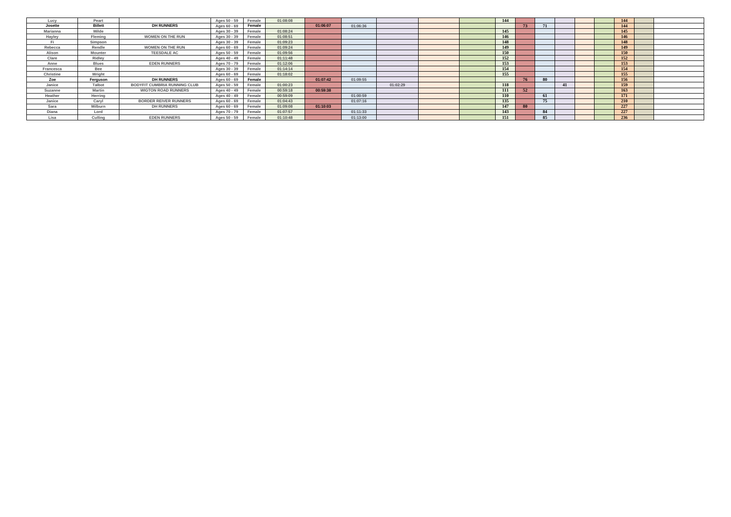| | | | | | | | | | | | | | | | | | | | |
|---|---|---|---|---|---|---|---|---|---|---|---|---|---|---|---|---|---|---|---|
| Lucy | Peart | | Ages 50 - 59 | Female | 01:08:08 | | | | | | 144 | | | | | | 144 | | |
| **Josette** | **Billett** | **DH RUNNERS** | Ages 60 - 69 | **Female** | | **01:06:07** | 01:06:36 | | | | | 73 | 71 | | | | 144 | | |
| Marianna | Wilde | | Ages 30 - 39 | Female | 01:08:24 | | | | | | 145 | | | | | | 145 | | |
| Hayley | Fleming | WOMEN ON THE RUN | Ages 30 - 39 | Female | 01:08:51 | | | | | | 146 | | | | | | 146 | | |
| Fi | Simpson | | Ages 30 - 39 | Female | 01:09:23 | | | | | | 148 | | | | | | 148 | | |
| Rebecca | Rendle | WOMEN ON THE RUN | Ages 60 - 69 | Female | 01:09:24 | | | | | | 149 | | | | | | 149 | | |
| Alison | Mounter | TEESDALE AC | Ages 50 - 59 | Female | 01:09:56 | | | | | | 150 | | | | | | 150 | | |
| Clare | Ridley | | Ages 40 - 49 | Female | 01:11:48 | | | | | | 152 | | | | | | 152 | | |
| Anne | Blues | EDEN RUNNERS | Ages 70 - 79 | Female | 01:12:06 | | | | | | 153 | | | | | | 153 | | |
| Francesca | Bee | | Ages 30 - 39 | Female | 01:14:14 | | | | | | 154 | | | | | | 154 | | |
| Christine | Wright | | Ages 60 - 69 | Female | 01:18:02 | | | | | | 155 | | | | | | 155 | | |
| **Zoe** | **Ferguson** | **DH RUNNERS** | Ages 60 - 69 | **Female** | | **01:07:42** | 01:09:55 | | | | | 76 | 80 | | | | 156 | | |
| Janice | Talbot | BODYFIT CUMBRIA RUNNING CLUB | Ages 50 - 59 | Female | 01:00:23 | | | 01:02:29 | | | 118 | | | 41 | | | 159 | | |
| Suzanne | Martin | WIGTON ROAD RUNNERS | Ages 40 - 49 | Female | 00:59:18 | **00:59:38** | | | | | 111 | 52 | | | | | 163 | | |
| Heather | Herring | | Ages 40 - 49 | Female | 00:59:09 | | 01:00:59 | | | | 110 | | 61 | | | | 171 | | |
| Janice | Caryl | BORDER REIVER RUNNERS | Ages 60 - 69 | Female | 01:04:43 | | 01:07:16 | | | | 135 | | 75 | | | | 210 | | |
| Sara | Milburn | DH RUNNERS | Ages 60 - 69 | Female | 01:09:08 | **01:10:03** | | | | | 147 | 80 | | | | | 227 | | |
| Diana | Lord | | Ages 70 - 79 | Female | 01:07:57 | | 01:11:33 | | | | 143 | | 84 | | | | 227 | | |
| Lisa | Culling | EDEN RUNNERS | Ages 50 - 59 | Female | 01:10:48 | | 01:13:00 | | | | 151 | | 85 | | | | 236 | | |